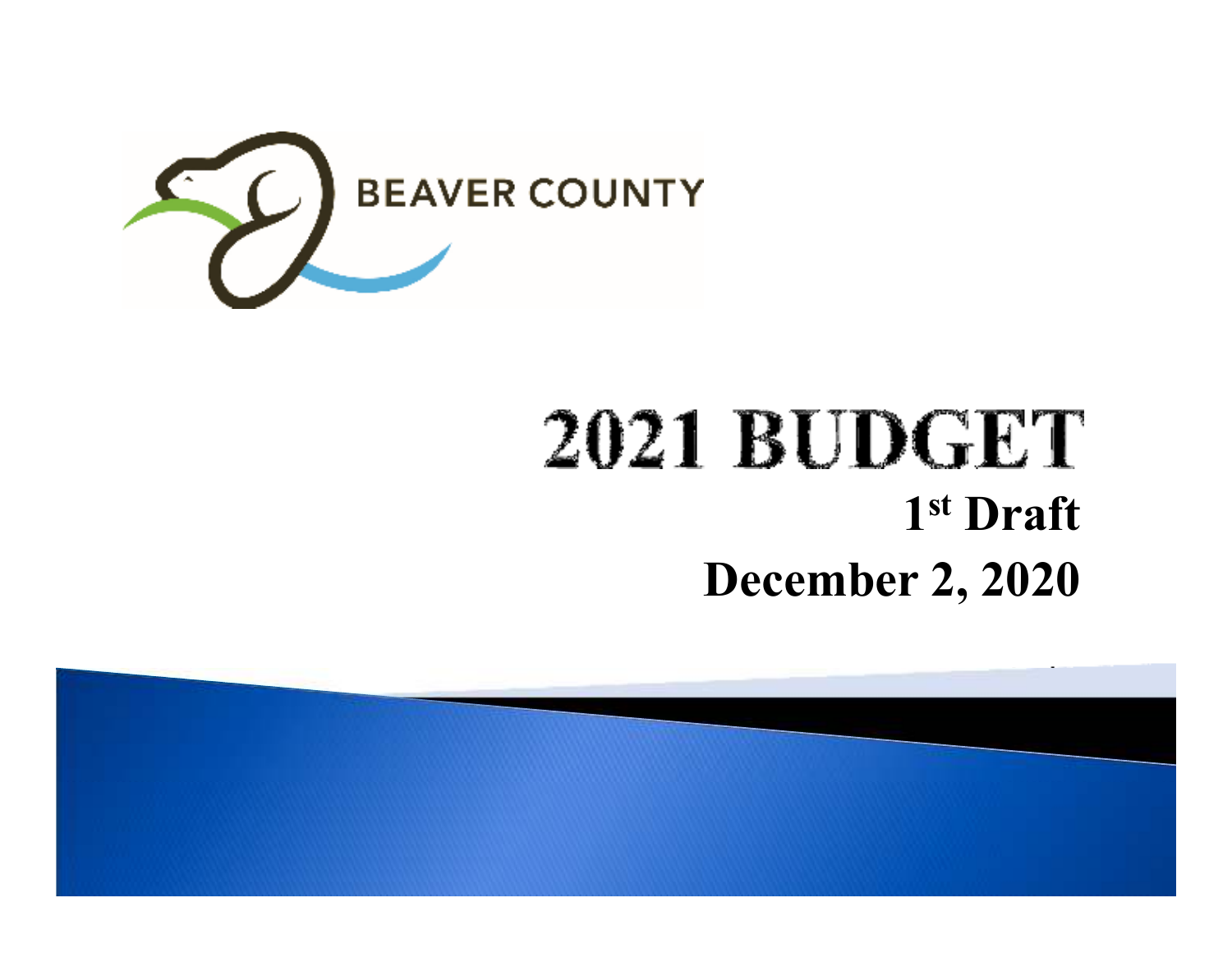BEAVER COUNTY

# 2021 BUDGET

**1st Draft**

**December 2, 2020**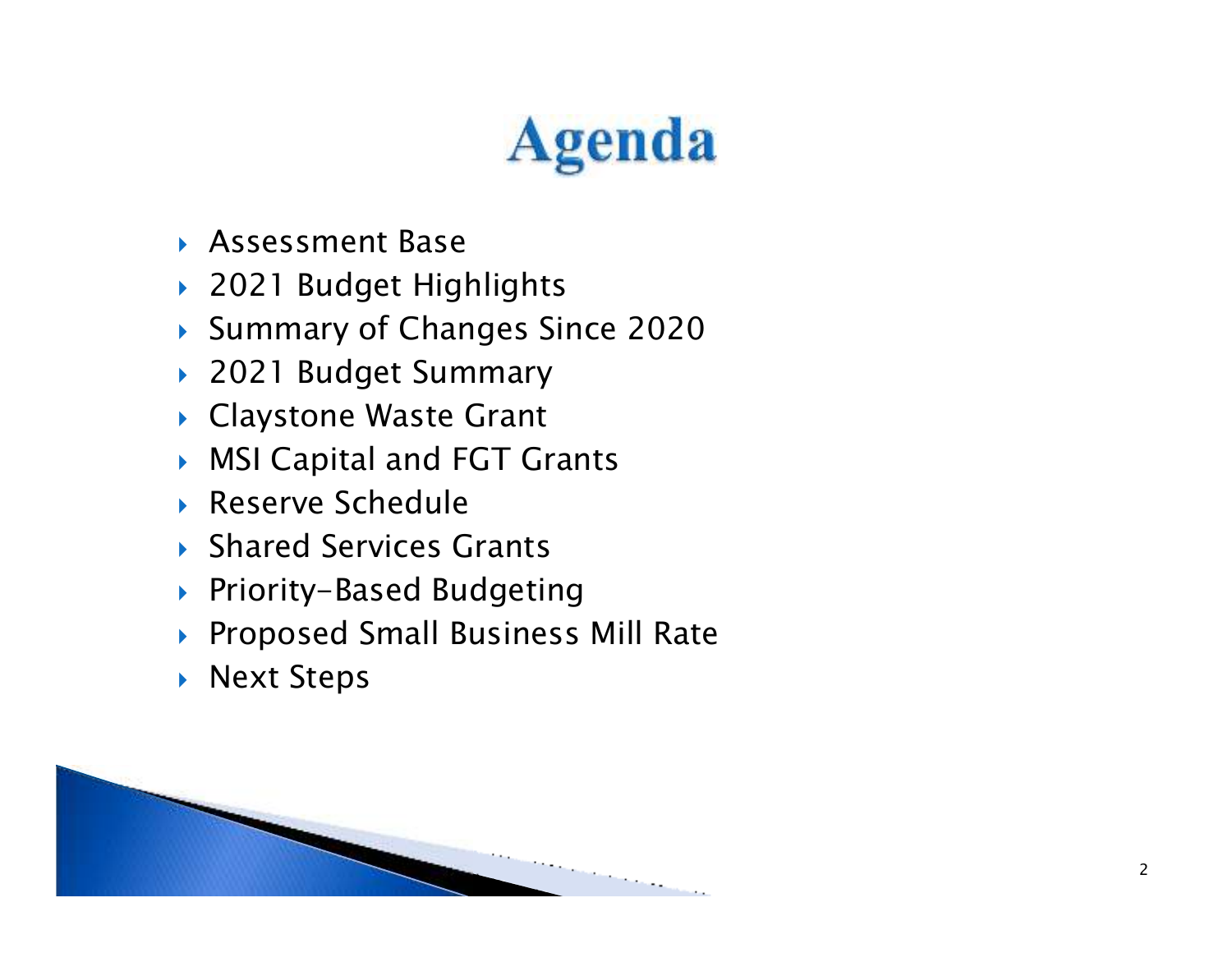# Agenda

- Assessment Base
- 2021 Budget Highlights
- Summary of Changes Since 2020
- 2021 Budget Summary
- Claystone Waste Grant
- MSI Capital and FGT Grants
- Reserve Schedule
- Shared Services Grants
- Priority-Based Budgeting
- Proposed Small Business Mill Rate
- Next Steps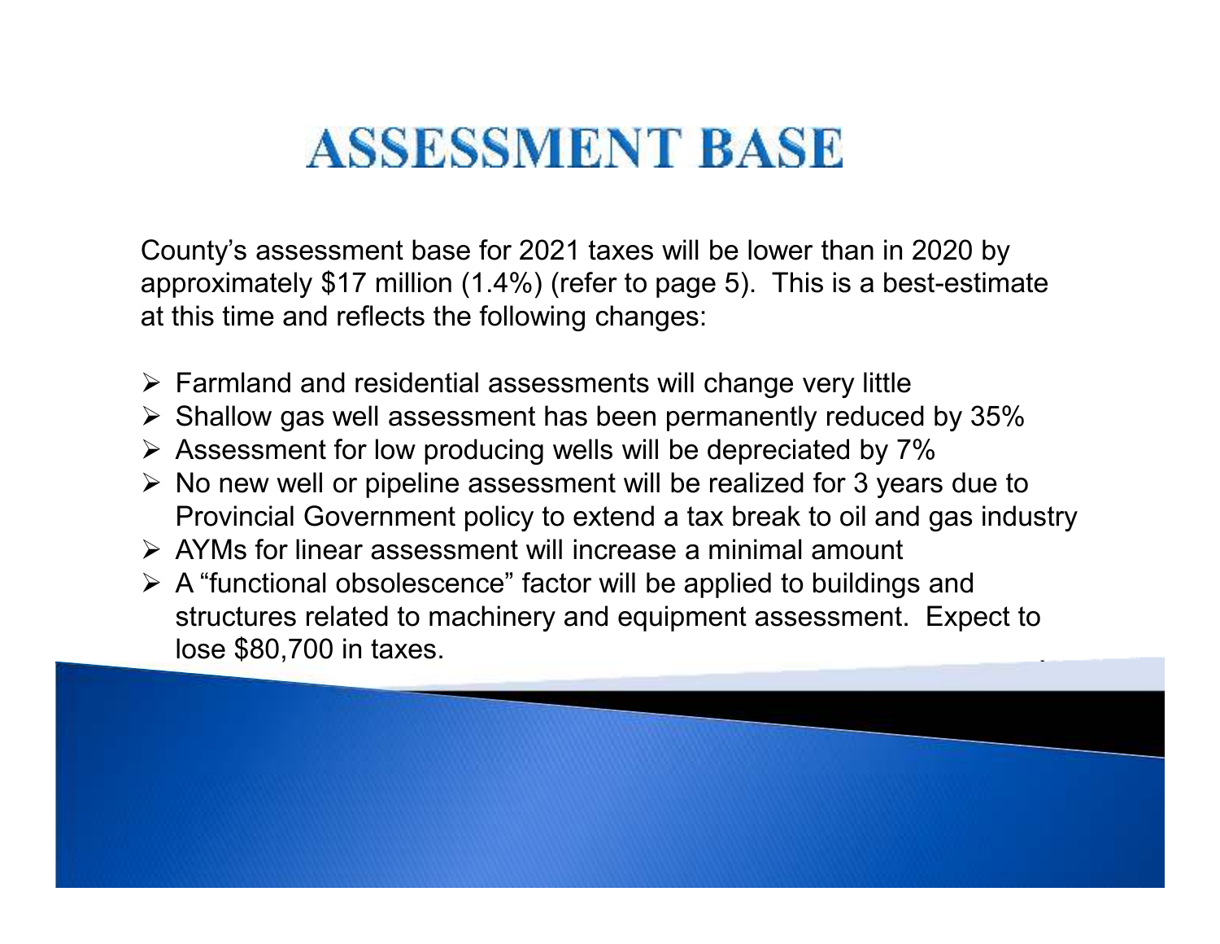# ASSESSMENT BASE

County's assessment base for 2021 taxes will be lower than in 2020 by approximately $17 million (1.4%) (refer to page 5). This is a best-estimate at this time and reflects the following changes:

- Farmland and residential assessments will change very little
- Shallow gas well assessment has been permanently reduced by 35%
- Assessment for low producing wells will be depreciated by 7%
- No new well or pipeline assessment will be realized for 3 years due to Provincial Government policy to extend a tax break to oil and gas industry
- AYMs for linear assessment will increase a minimal amount
- A "functional obsolescence" factor will be applied to buildings and structures related to machinery and equipment assessment. Expect to lose $80,700 in taxes.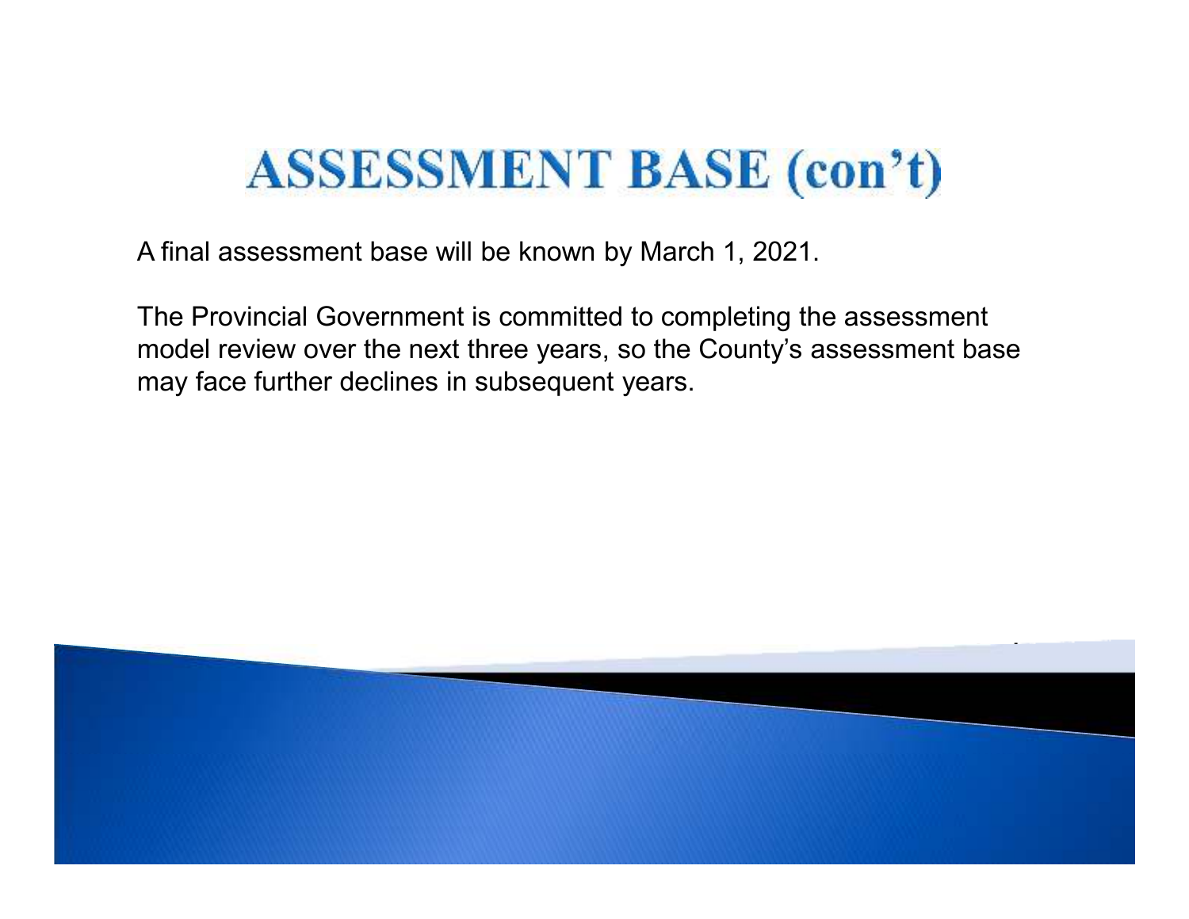# ASSESSMENT BASE (con't)

A final assessment base will be known by March 1, 2021.

The Provincial Government is committed to completing the assessment model review over the next three years, so the County's assessment base may face further declines in subsequent years.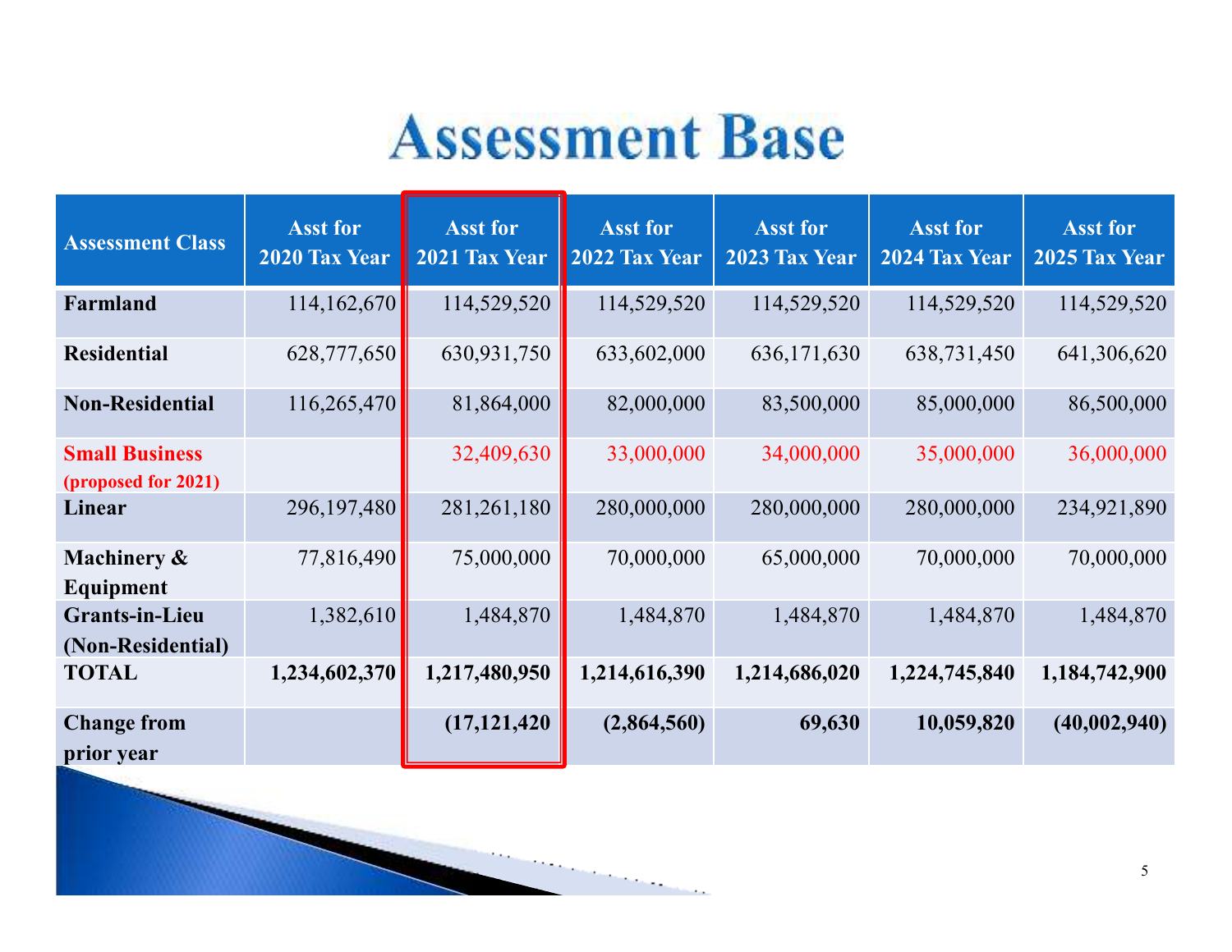# Assessment Base

| Assessment Class | Asst for 2020 Tax Year | Asst for 2021 Tax Year | Asst for 2022 Tax Year | Asst for 2023 Tax Year | Asst for 2024 Tax Year | Asst for 2025 Tax Year |
|---|---|---|---|---|---|---|
| **Farmland** | 114,162,670 | 114,529,520 | 114,529,520 | 114,529,520 | 114,529,520 | 114,529,520 |
| **Residential** | 628,777,650 | 630,931,750 | 633,602,000 | 636,171,630 | 638,731,450 | 641,306,620 |
| **Non-Residential** | 116,265,470 | 81,864,000 | 82,000,000 | 83,500,000 | 85,000,000 | 86,500,000 |
| **Small Business (proposed for 2021)** | | 32,409,630 | 33,000,000 | 34,000,000 | 35,000,000 | 36,000,000 |
| **Linear** | 296,197,480 | 281,261,180 | 280,000,000 | 280,000,000 | 280,000,000 | 234,921,890 |
| **Machinery & Equipment** | 77,816,490 | 75,000,000 | 70,000,000 | 65,000,000 | 70,000,000 | 70,000,000 |
| **Grants-in-Lieu (Non-Residential)** | 1,382,610 | 1,484,870 | 1,484,870 | 1,484,870 | 1,484,870 | 1,484,870 |
| **TOTAL** | **1,234,602,370** | **1,217,480,950** | **1,214,616,390** | **1,214,686,020** | **1,224,745,840** | **1,184,742,900** |
| **Change from prior year** | | **(17,121,420** | **(2,864,560)** | **69,630** | **10,059,820** | **(40,002,940)** |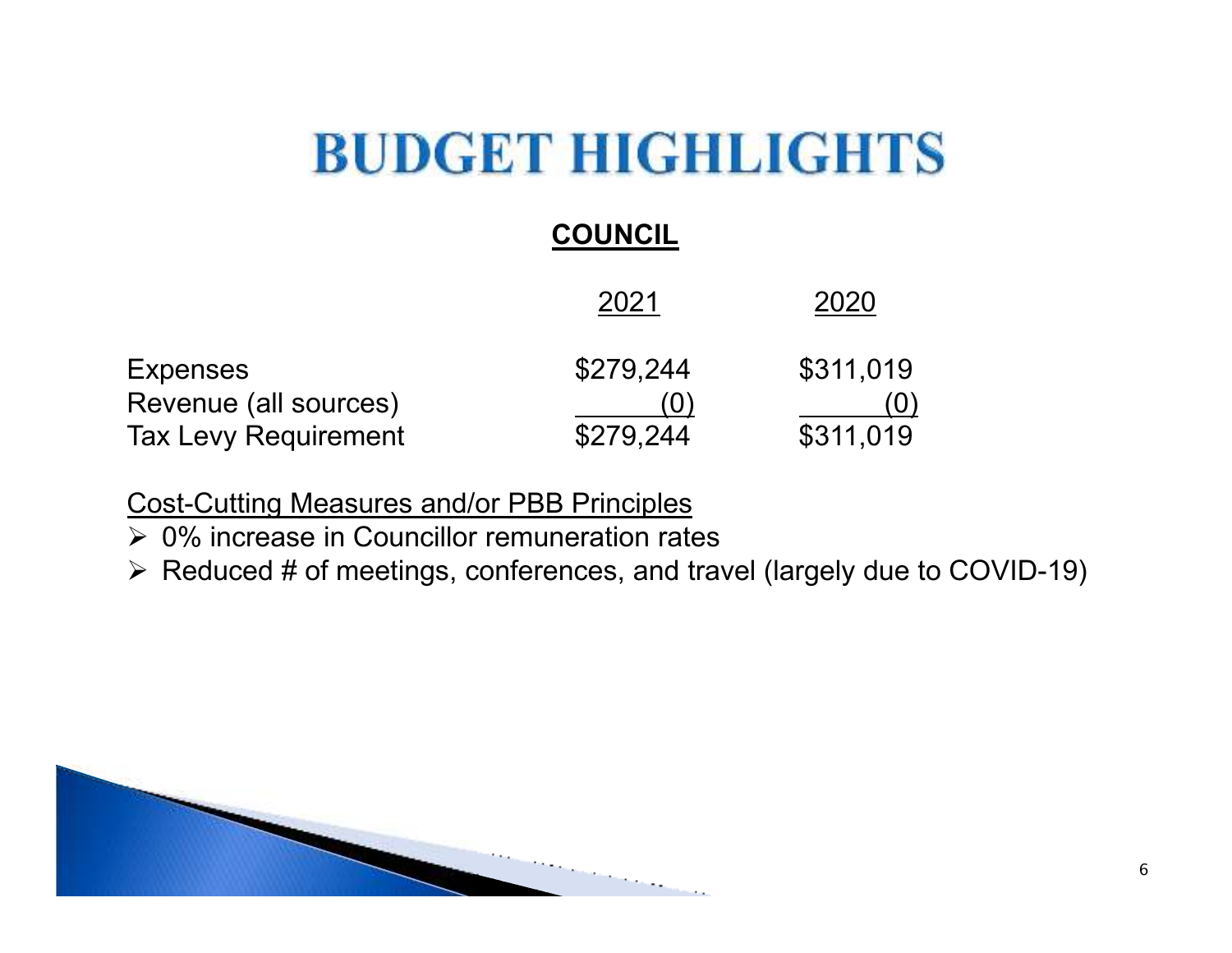# BUDGET HIGHLIGHTS

## COUNCIL

| | 2021 | 2020 |
|---|---|---|
| Expenses | $279,244 | $311,019 |
| Revenue (all sources) | (0) | (0) |
| Tax Levy Requirement | $279,244 | $311,019 |

Cost-Cutting Measures and/or PBB Principles

- 0% increase in Councillor remuneration rates
- Reduced # of meetings, conferences, and travel (largely due to COVID-19)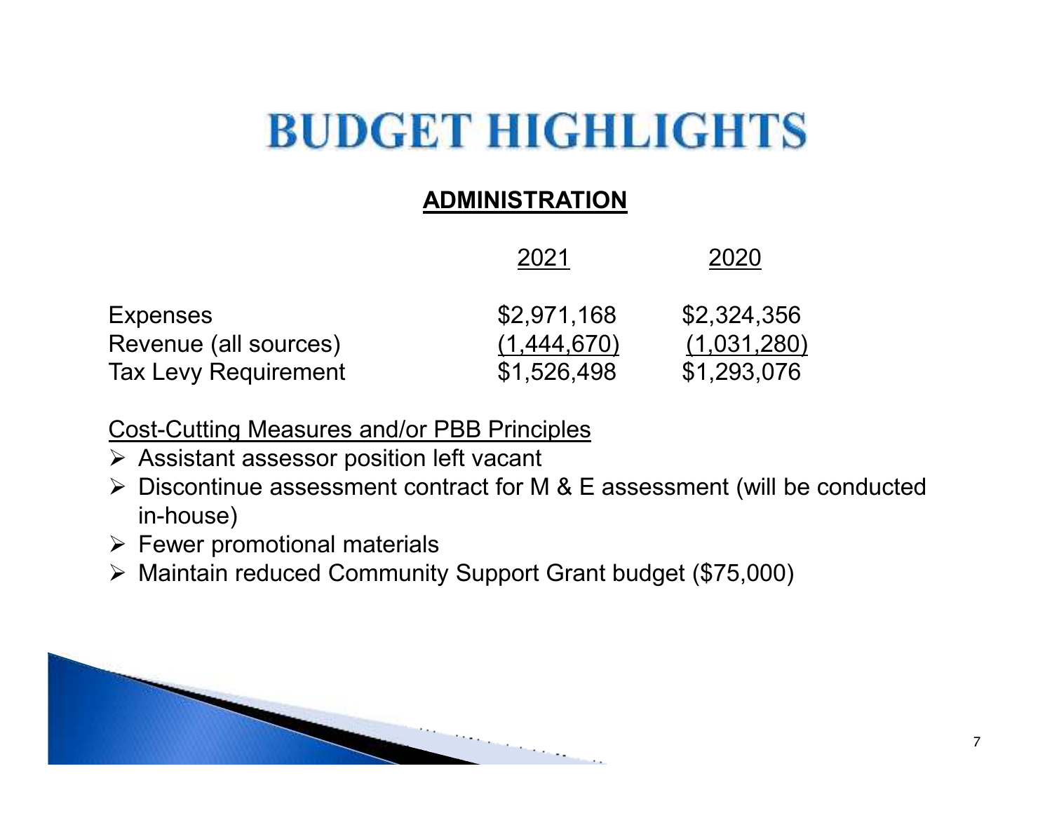# BUDGET HIGHLIGHTS

## ADMINISTRATION

| | 2021 | 2020 |
|---|---|---|
| Expenses | $2,971,168 | $2,324,356 |
| Revenue (all sources) | (1,444,670) | (1,031,280) |
| Tax Levy Requirement | $1,526,498 | $1,293,076 |

Cost-Cutting Measures and/or PBB Principles

- Assistant assessor position left vacant
- Discontinue assessment contract for M & E assessment (will be conducted in-house)
- Fewer promotional materials
- Maintain reduced Community Support Grant budget ($75,000)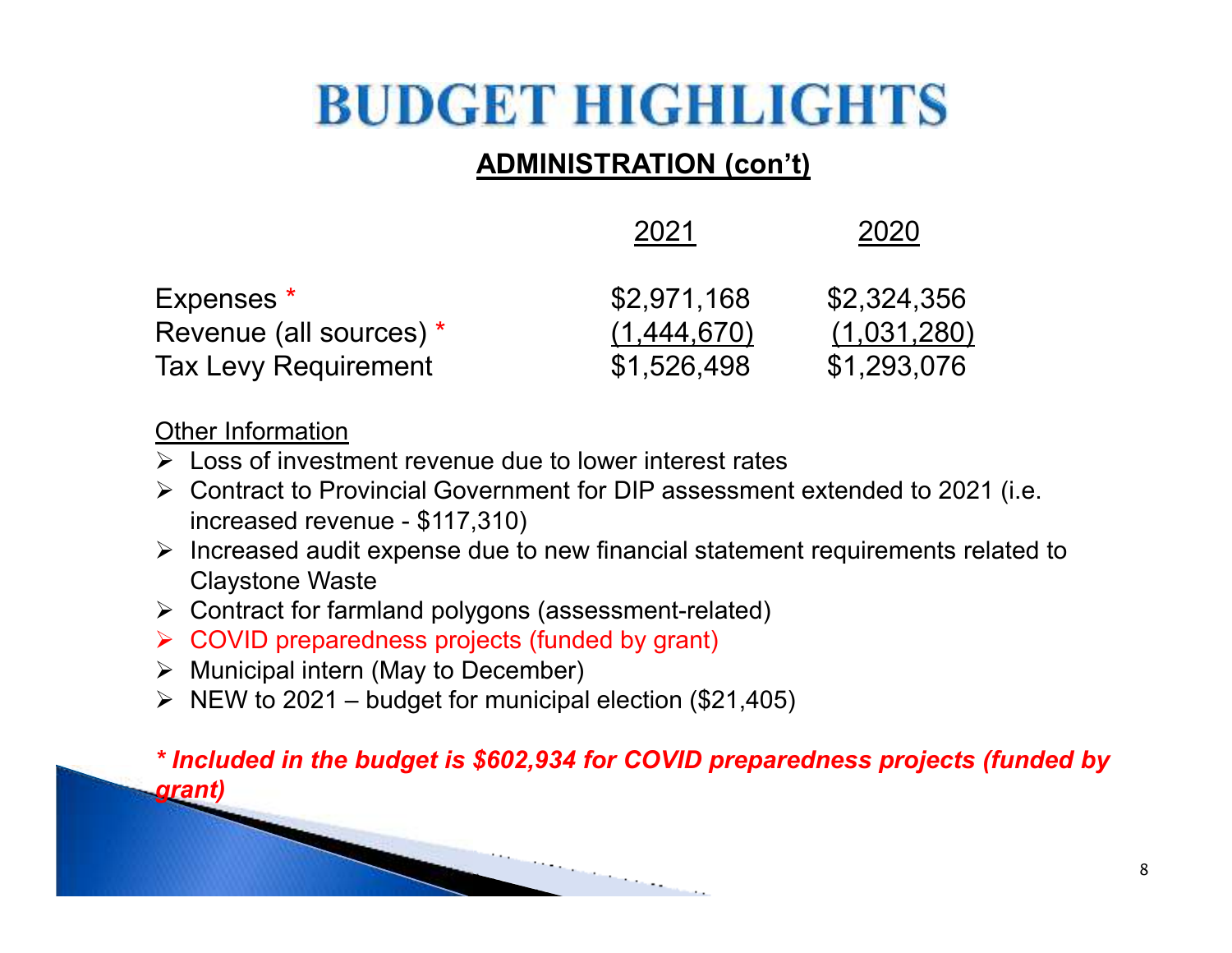# BUDGET HIGHLIGHTS

## ADMINISTRATION (con't)

| | 2021 | 2020 |
|---|---|---|
| Expenses * | $2,971,168 | $2,324,356 |
| Revenue (all sources) * | (1,444,670) | (1,031,280) |
| Tax Levy Requirement | $1,526,498 | $1,293,076 |

Other Information

- Loss of investment revenue due to lower interest rates
- Contract to Provincial Government for DIP assessment extended to 2021 (i.e. increased revenue - $117,310)
- Increased audit expense due to new financial statement requirements related to Claystone Waste
- Contract for farmland polygons (assessment-related)
- COVID preparedness projects (funded by grant)
- Municipal intern (May to December)
- NEW to 2021 – budget for municipal election ($21,405)

***Included in the budget is $602,934 for COVID preparedness projects (funded by grant)***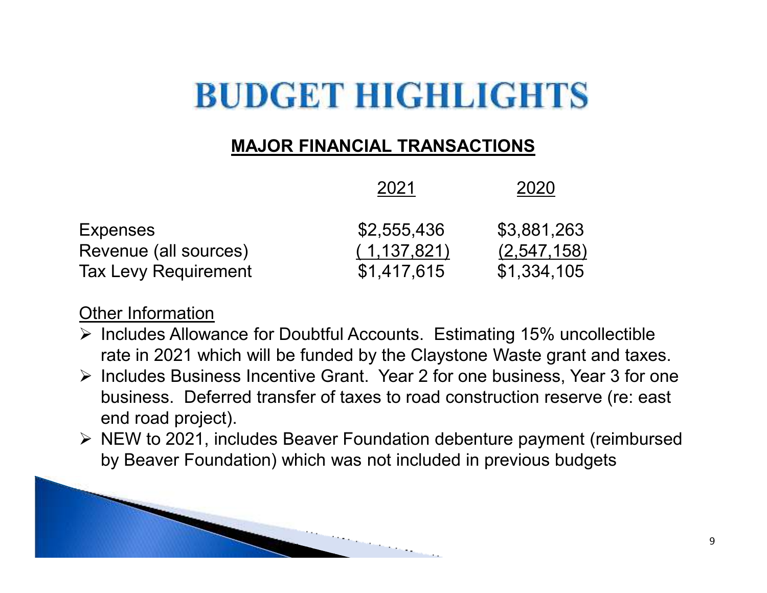# BUDGET HIGHLIGHTS

## MAJOR FINANCIAL TRANSACTIONS

| | 2021 | 2020 |
|---|---|---|
| Expenses | $2,555,436 | $3,881,263 |
| Revenue (all sources) | ( 1,137,821) | (2,547,158) |
| Tax Levy Requirement | $1,417,615 | $1,334,105 |

Other Information

- Includes Allowance for Doubtful Accounts. Estimating 15% uncollectible rate in 2021 which will be funded by the Claystone Waste grant and taxes.
- Includes Business Incentive Grant. Year 2 for one business, Year 3 for one business. Deferred transfer of taxes to road construction reserve (re: east end road project).
- NEW to 2021, includes Beaver Foundation debenture payment (reimbursed by Beaver Foundation) which was not included in previous budgets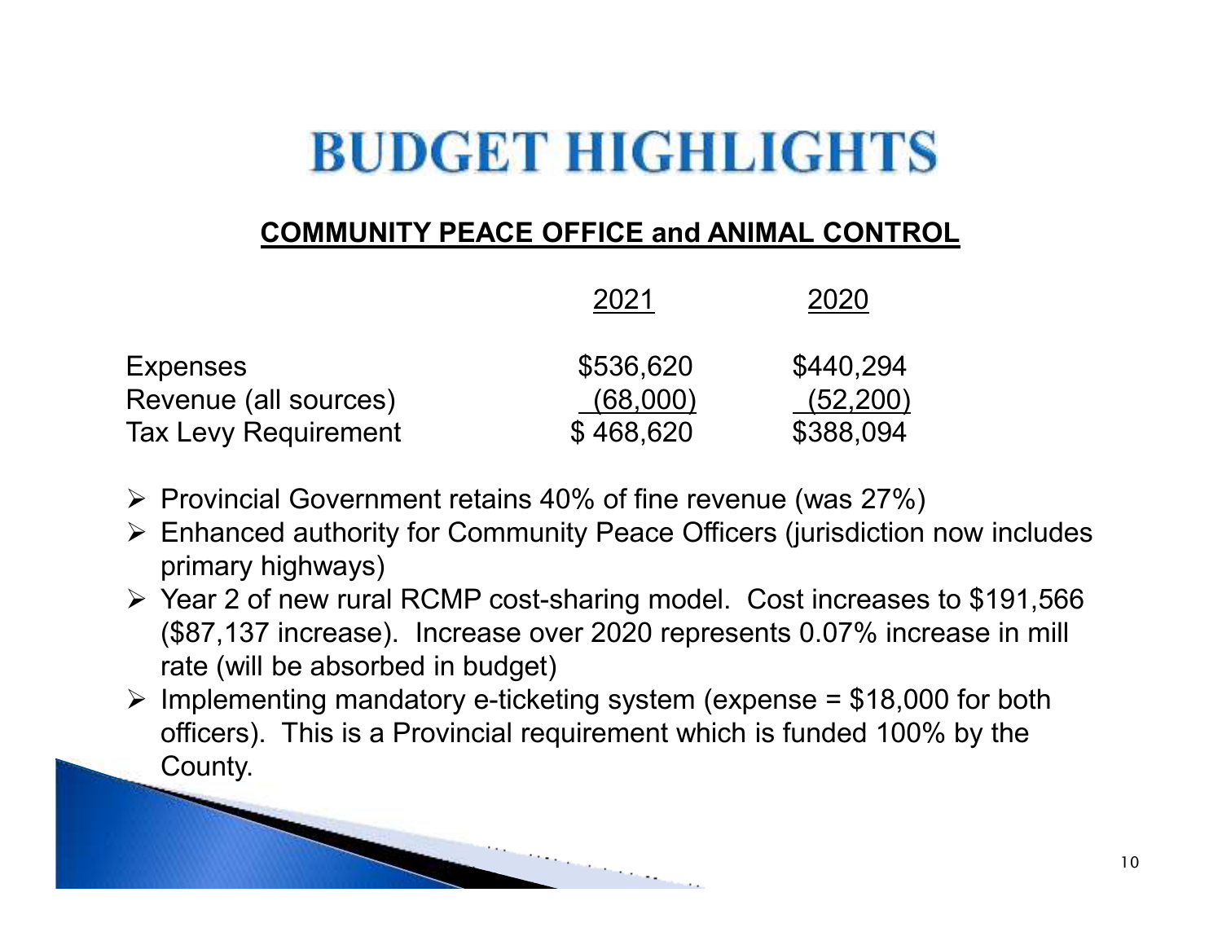# BUDGET HIGHLIGHTS

## COMMUNITY PEACE OFFICE and ANIMAL CONTROL

| | 2021 | 2020 |
|---|---|---|
| Expenses | $536,620 | $440,294 |
| Revenue (all sources) | (68,000) | (52,200) |
| Tax Levy Requirement | $ 468,620 | $388,094 |

- Provincial Government retains 40% of fine revenue (was 27%)
- Enhanced authority for Community Peace Officers (jurisdiction now includes primary highways)
- Year 2 of new rural RCMP cost-sharing model. Cost increases to $191,566 ($87,137 increase). Increase over 2020 represents 0.07% increase in mill rate (will be absorbed in budget)
- Implementing mandatory e-ticketing system (expense = $18,000 for both officers). This is a Provincial requirement which is funded 100% by the County.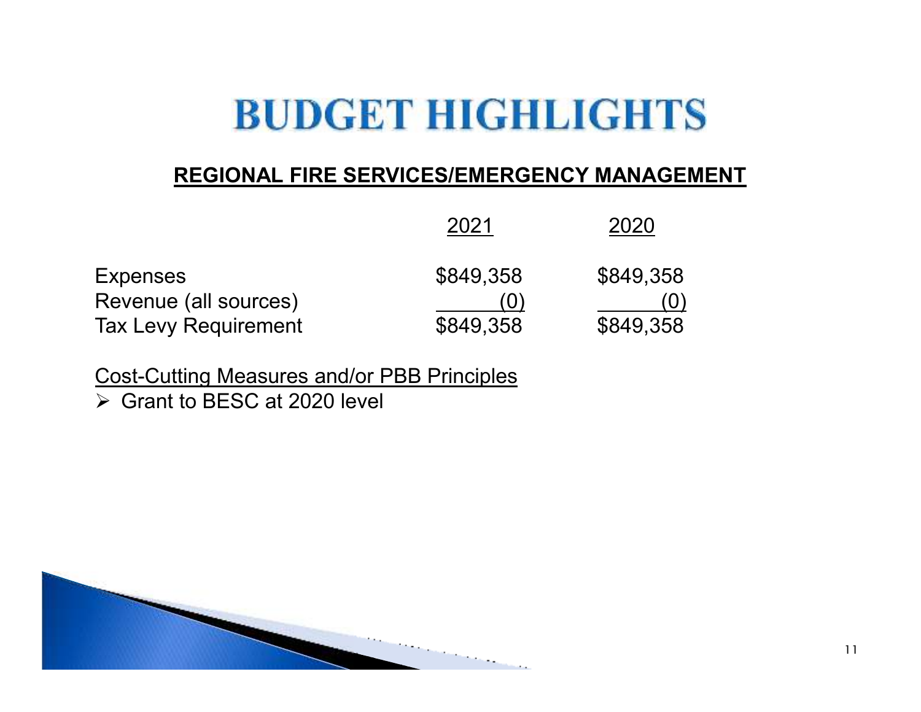# BUDGET HIGHLIGHTS

## REGIONAL FIRE SERVICES/EMERGENCY MANAGEMENT

| | 2021 | 2020 |
|---|---|---|
| Expenses | $849,358 | $849,358 |
| Revenue (all sources) | (0) | (0) |
| Tax Levy Requirement | $849,358 | $849,358 |

Cost-Cutting Measures and/or PBB Principles

- Grant to BESC at 2020 level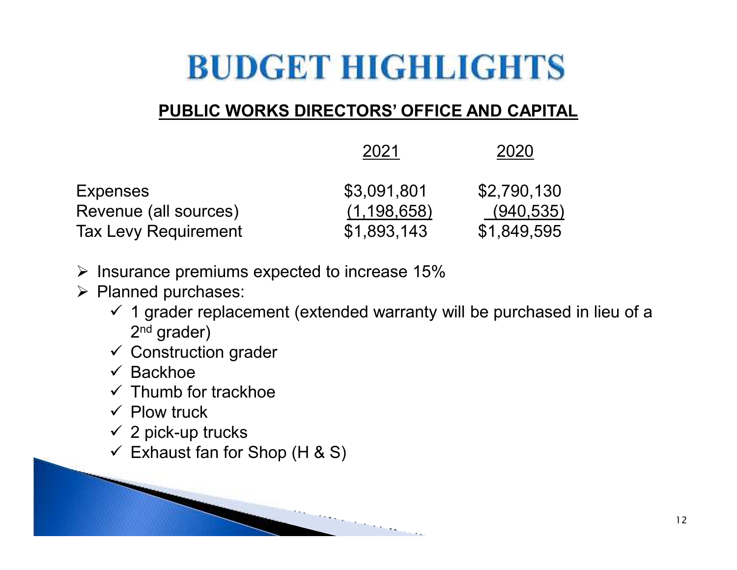# BUDGET HIGHLIGHTS

## PUBLIC WORKS DIRECTORS' OFFICE AND CAPITAL

| | 2021 | 2020 |
|---|---|---|
| Expenses | $3,091,801 | $2,790,130 |
| Revenue (all sources) | (1,198,658) | (940,535) |
| Tax Levy Requirement | $1,893,143 | $1,849,595 |

- Insurance premiums expected to increase 15%
- Planned purchases:
  - ✓ 1 grader replacement (extended warranty will be purchased in lieu of a 2nd grader)
  - ✓ Construction grader
  - ✓ Backhoe
  - ✓ Thumb for trackhoe
  - ✓ Plow truck
  - ✓ 2 pick-up trucks
  - ✓ Exhaust fan for Shop (H & S)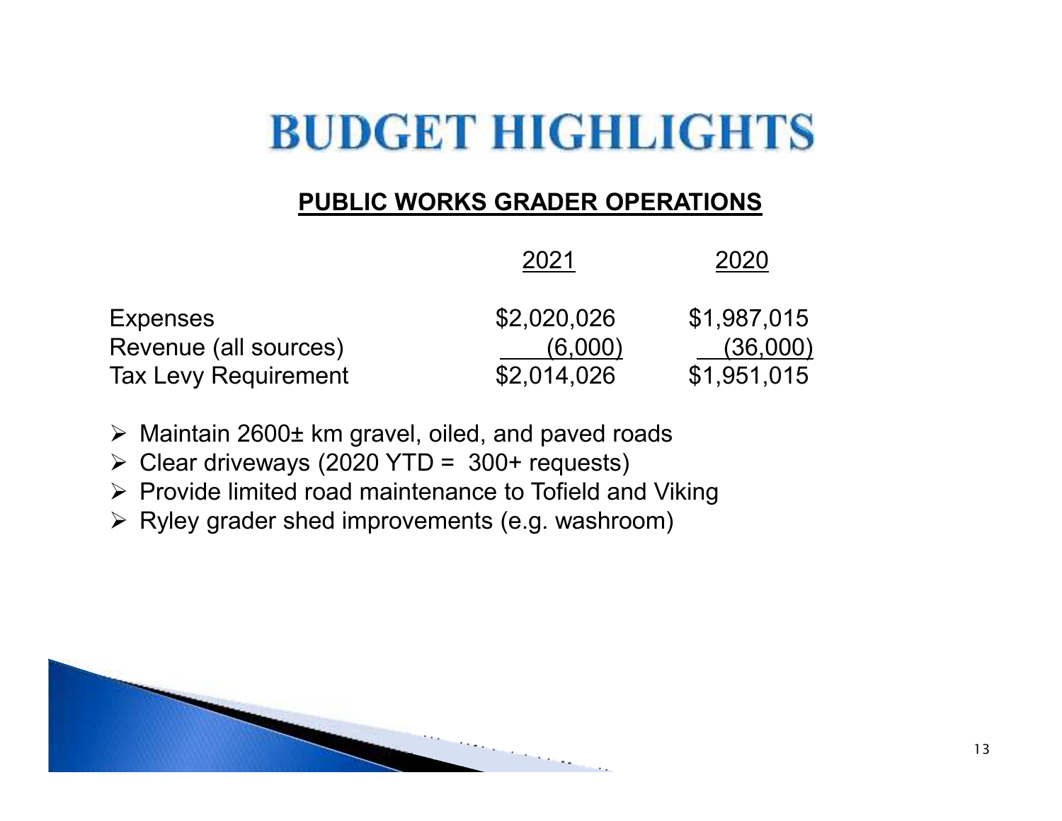# BUDGET HIGHLIGHTS

## PUBLIC WORKS GRADER OPERATIONS

| | 2021 | 2020 |
|---|---|---|
| Expenses | $2,020,026 | $1,987,015 |
| Revenue (all sources) | (6,000) | (36,000) |
| Tax Levy Requirement | $2,014,026 | $1,951,015 |

- Maintain 2600± km gravel, oiled, and paved roads
- Clear driveways (2020 YTD = 300+ requests)
- Provide limited road maintenance to Tofield and Viking
- Ryley grader shed improvements (e.g. washroom)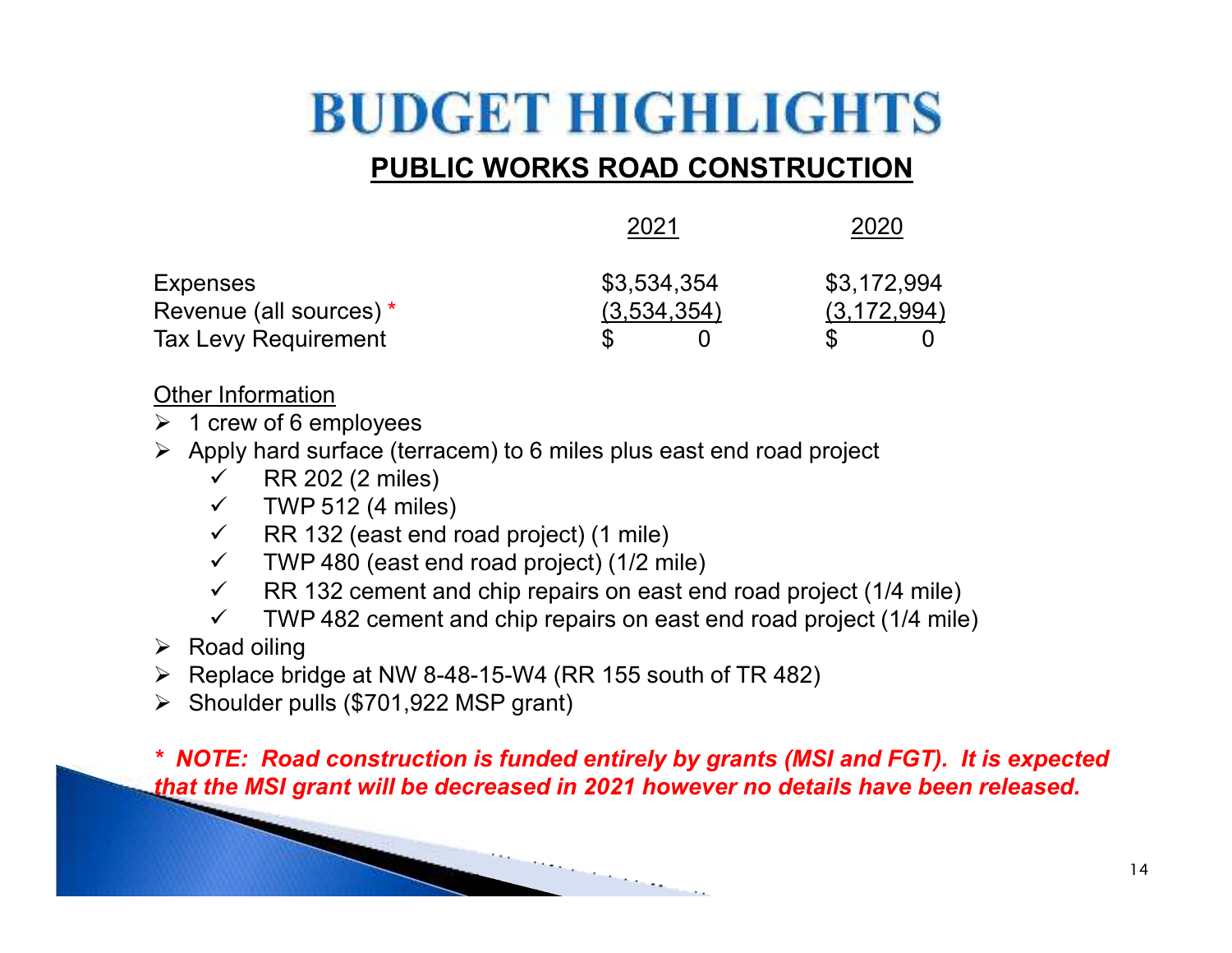# BUDGET HIGHLIGHTS

## PUBLIC WORKS ROAD CONSTRUCTION

| | 2021 | 2020 |
|---|---|---|
| Expenses | $3,534,354 | $3,172,994 |
| Revenue (all sources) * | (3,534,354) | (3,172,994) |
| Tax Levy Requirement | $ 0 | $ 0 |

Other Information

- 1 crew of 6 employees
- Apply hard surface (terracem) to 6 miles plus east end road project
  - ✓ RR 202 (2 miles)
  - ✓ TWP 512 (4 miles)
  - ✓ RR 132 (east end road project) (1 mile)
  - ✓ TWP 480 (east end road project) (1/2 mile)
  - ✓ RR 132 cement and chip repairs on east end road project (1/4 mile)
  - ✓ TWP 482 cement and chip repairs on east end road project (1/4 mile)
- Road oiling
- Replace bridge at NW 8-48-15-W4 (RR 155 south of TR 482)
- Shoulder pulls ($701,922 MSP grant)

***\* NOTE: Road construction is funded entirely by grants (MSI and FGT). It is expected that the MSI grant will be decreased in 2021 however no details have been released.***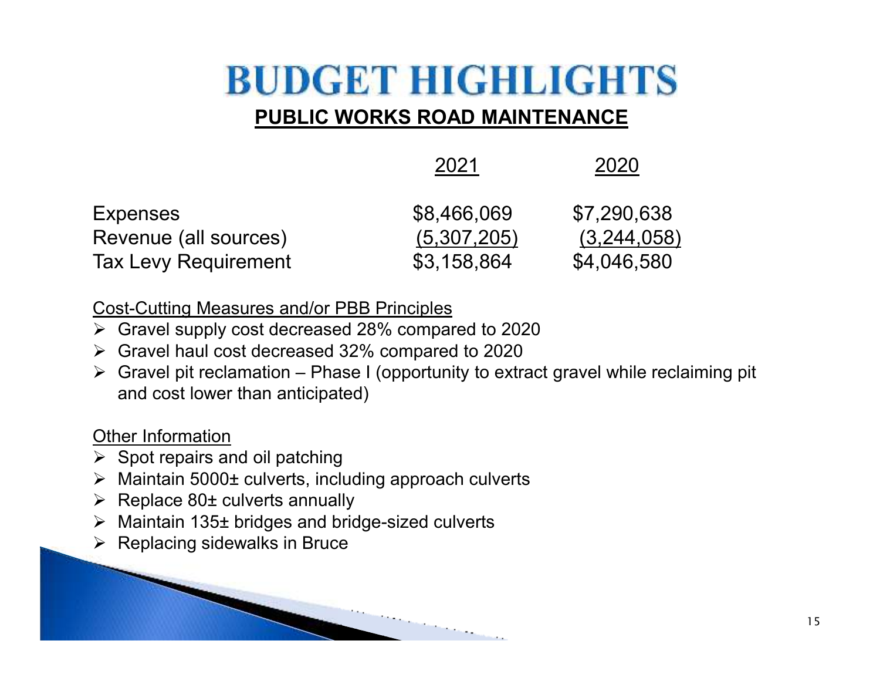# BUDGET HIGHLIGHTS

## PUBLIC WORKS ROAD MAINTENANCE

| | 2021 | 2020 |
|---|---|---|
| Expenses | $8,466,069 | $7,290,638 |
| Revenue (all sources) | (5,307,205) | (3,244,058) |
| Tax Levy Requirement | $3,158,864 | $4,046,580 |

Cost-Cutting Measures and/or PBB Principles

- Gravel supply cost decreased 28% compared to 2020
- Gravel haul cost decreased 32% compared to 2020
- Gravel pit reclamation – Phase I (opportunity to extract gravel while reclaiming pit and cost lower than anticipated)

Other Information

- Spot repairs and oil patching
- Maintain 5000± culverts, including approach culverts
- Replace 80± culverts annually
- Maintain 135± bridges and bridge-sized culverts
- Replacing sidewalks in Bruce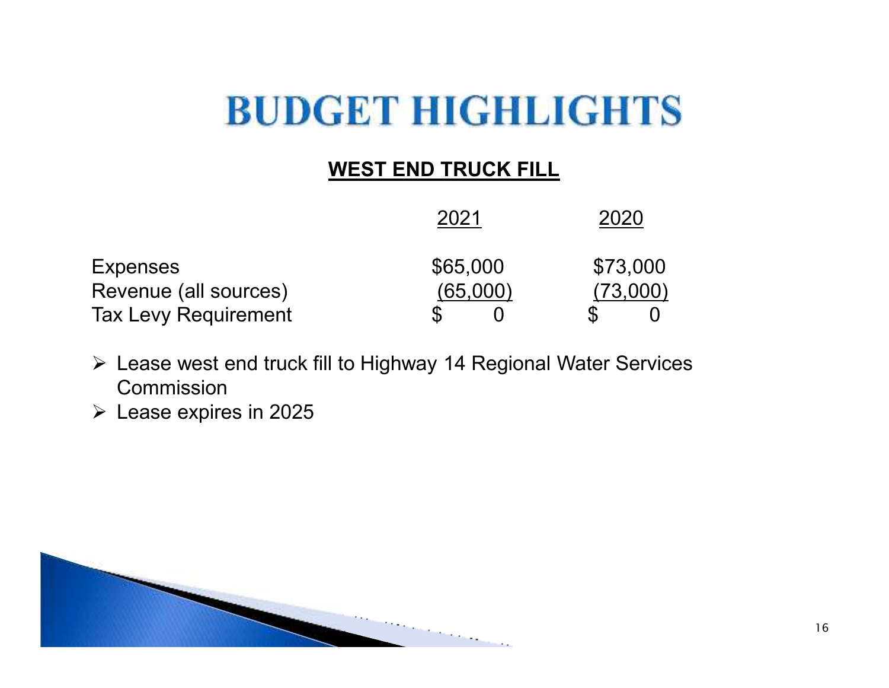# BUDGET HIGHLIGHTS

## WEST END TRUCK FILL

| | 2021 | 2020 |
|---|---|---|
| Expenses | $65,000 | $73,000 |
| Revenue (all sources) | (65,000) | (73,000) |
| Tax Levy Requirement | $ 0 | $ 0 |

- Lease west end truck fill to Highway 14 Regional Water Services Commission
- Lease expires in 2025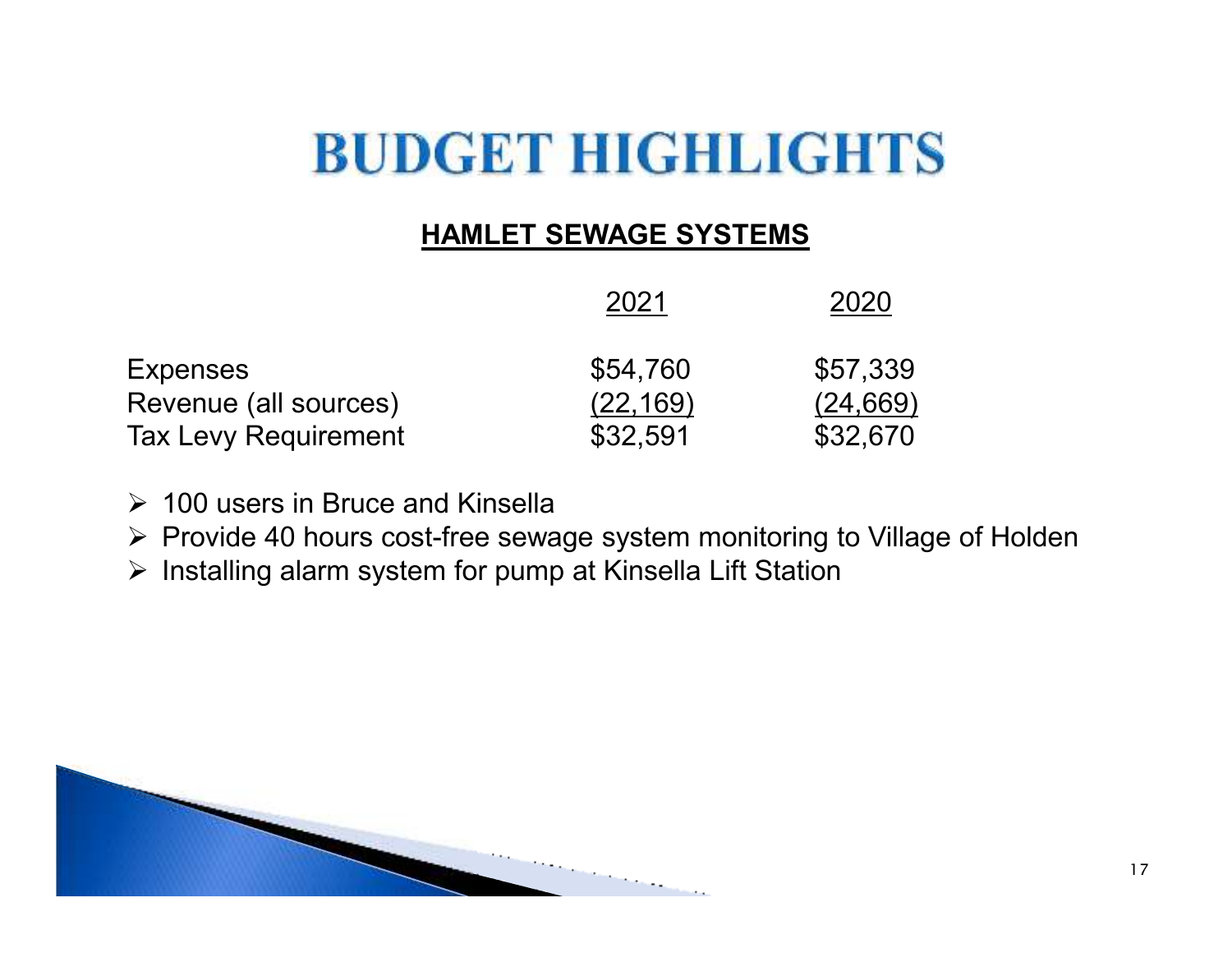# BUDGET HIGHLIGHTS

## HAMLET SEWAGE SYSTEMS

| | 2021 | 2020 |
|---|---|---|
| Expenses | $54,760 | $57,339 |
| Revenue (all sources) | (22,169) | (24,669) |
| Tax Levy Requirement | $32,591 | $32,670 |

- 100 users in Bruce and Kinsella
- Provide 40 hours cost-free sewage system monitoring to Village of Holden
- Installing alarm system for pump at Kinsella Lift Station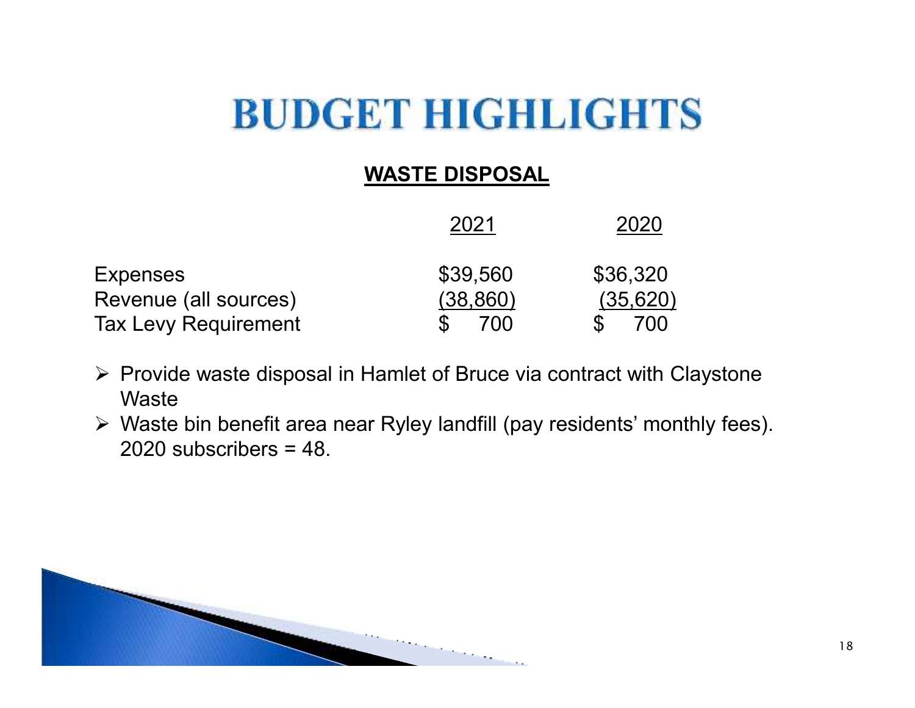# BUDGET HIGHLIGHTS

## WASTE DISPOSAL

| | 2021 | 2020 |
|---|---|---|
| Expenses | $39,560 | $36,320 |
| Revenue (all sources) | (38,860) | (35,620) |
| Tax Levy Requirement | $ 700 | $ 700 |

- Provide waste disposal in Hamlet of Bruce via contract with Claystone Waste
- Waste bin benefit area near Ryley landfill (pay residents' monthly fees). 2020 subscribers = 48.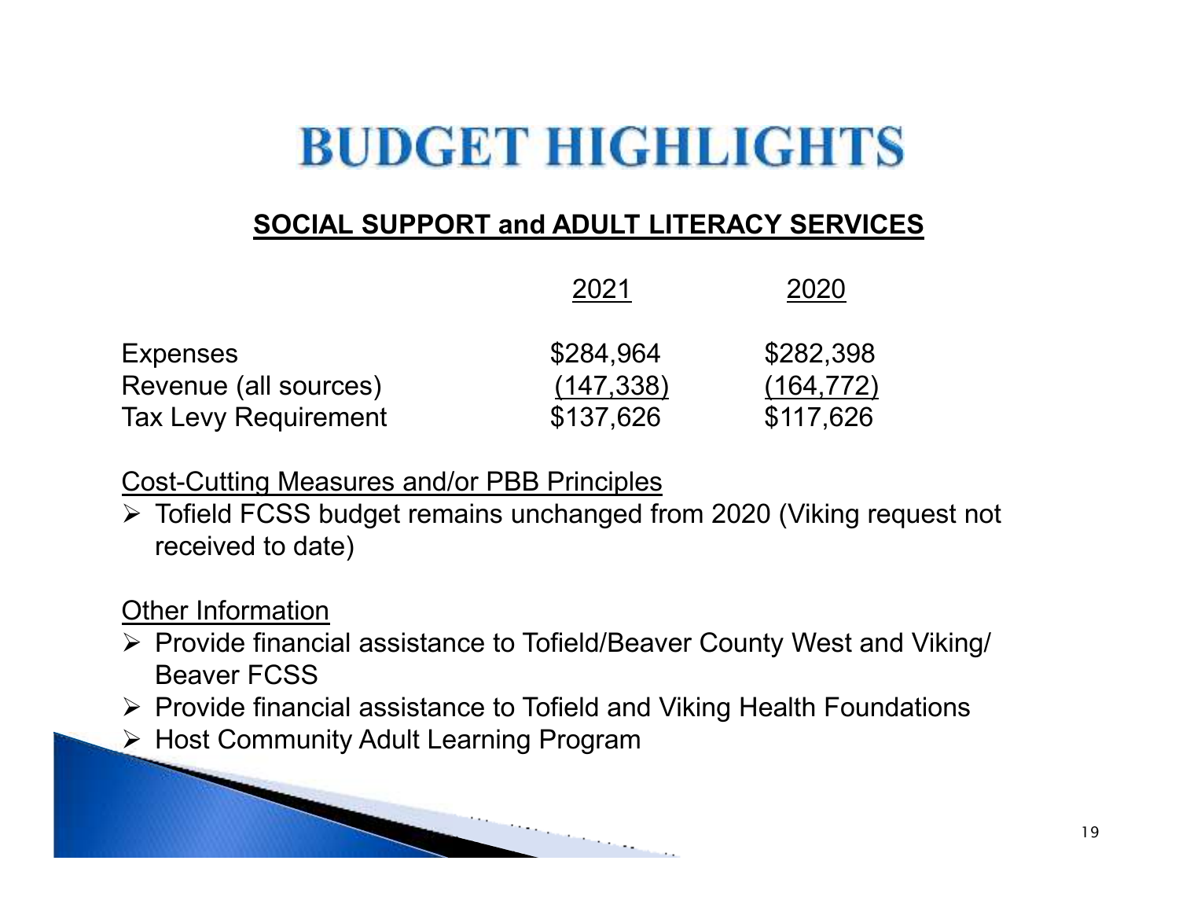# BUDGET HIGHLIGHTS

## SOCIAL SUPPORT and ADULT LITERACY SERVICES

| | 2021 | 2020 |
|---|---|---|
| Expenses | $284,964 | $282,398 |
| Revenue (all sources) | (147,338) | (164,772) |
| Tax Levy Requirement | $137,626 | $117,626 |

Cost-Cutting Measures and/or PBB Principles

- Tofield FCSS budget remains unchanged from 2020 (Viking request not received to date)

Other Information

- Provide financial assistance to Tofield/Beaver County West and Viking/ Beaver FCSS
- Provide financial assistance to Tofield and Viking Health Foundations
- Host Community Adult Learning Program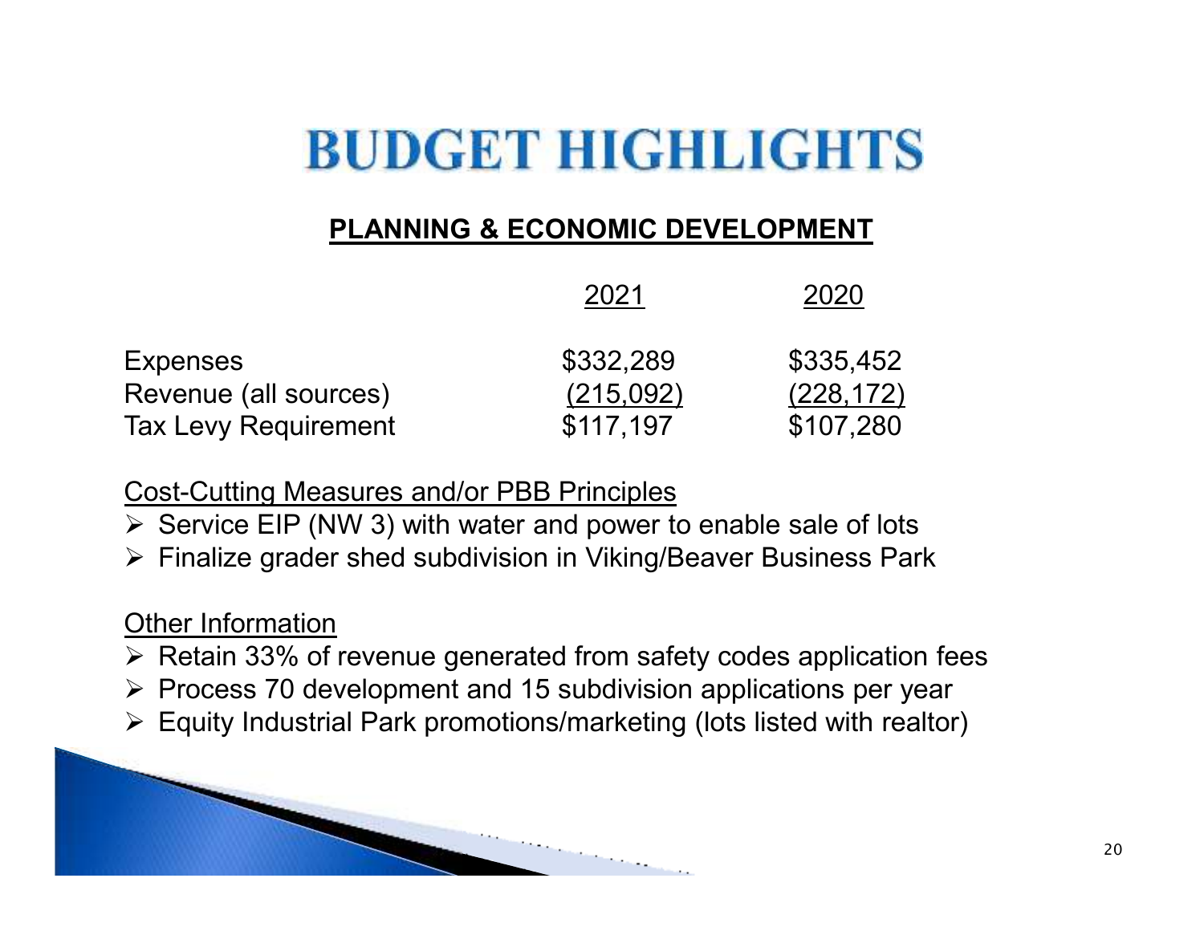# BUDGET HIGHLIGHTS

## PLANNING & ECONOMIC DEVELOPMENT

| | 2021 | 2020 |
|---|---|---|
| Expenses | $332,289 | $335,452 |
| Revenue (all sources) | (215,092) | (228,172) |
| Tax Levy Requirement | $117,197 | $107,280 |

Cost-Cutting Measures and/or PBB Principles

- Service EIP (NW 3) with water and power to enable sale of lots
- Finalize grader shed subdivision in Viking/Beaver Business Park

Other Information

- Retain 33% of revenue generated from safety codes application fees
- Process 70 development and 15 subdivision applications per year
- Equity Industrial Park promotions/marketing (lots listed with realtor)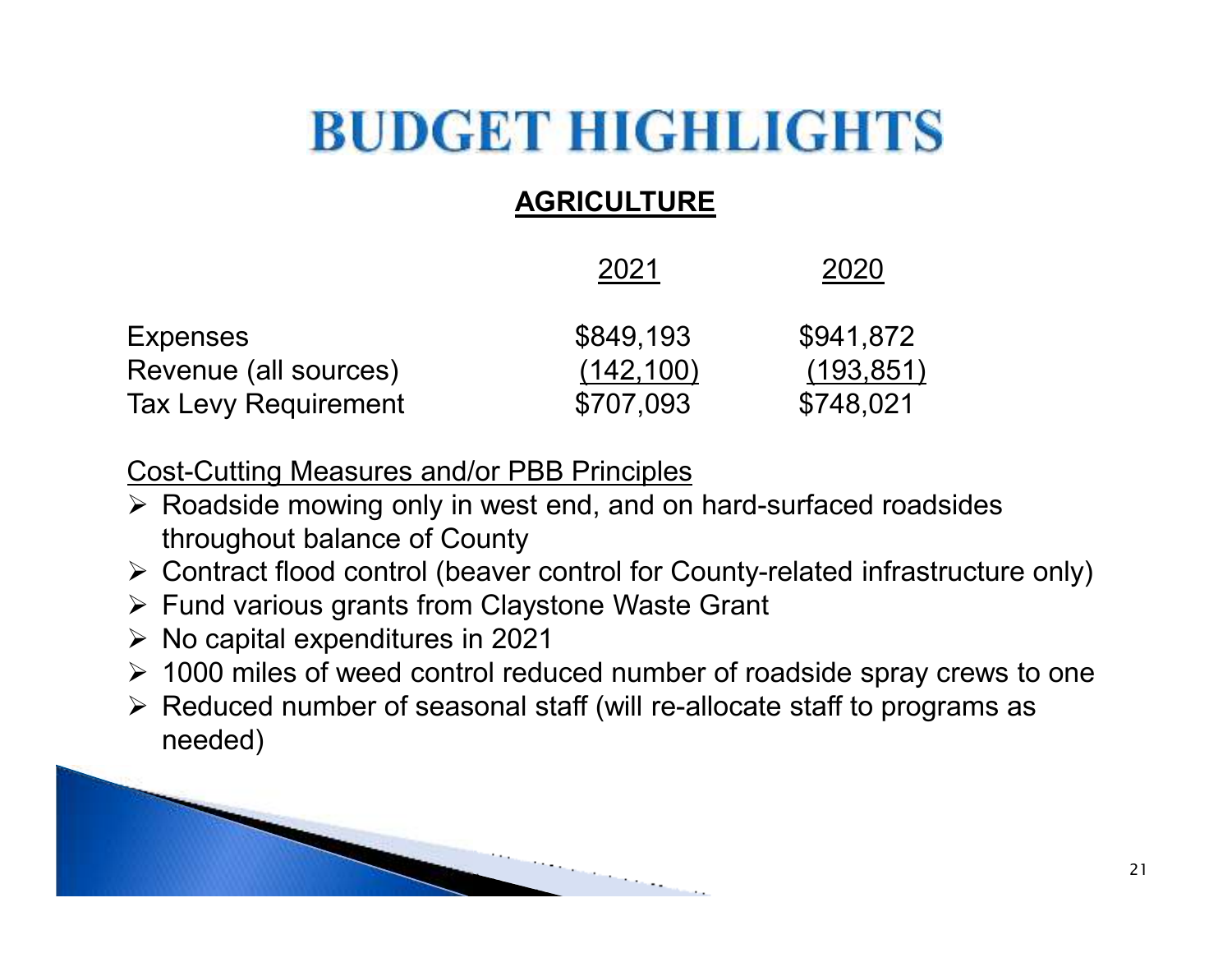# BUDGET HIGHLIGHTS

## AGRICULTURE

| | 2021 | 2020 |
|---|---|---|
| Expenses | $849,193 | $941,872 |
| Revenue (all sources) | (142,100) | (193,851) |
| Tax Levy Requirement | $707,093 | $748,021 |

Cost-Cutting Measures and/or PBB Principles

- Roadside mowing only in west end, and on hard-surfaced roadsides throughout balance of County
- Contract flood control (beaver control for County-related infrastructure only)
- Fund various grants from Claystone Waste Grant
- No capital expenditures in 2021
- 1000 miles of weed control reduced number of roadside spray crews to one
- Reduced number of seasonal staff (will re-allocate staff to programs as needed)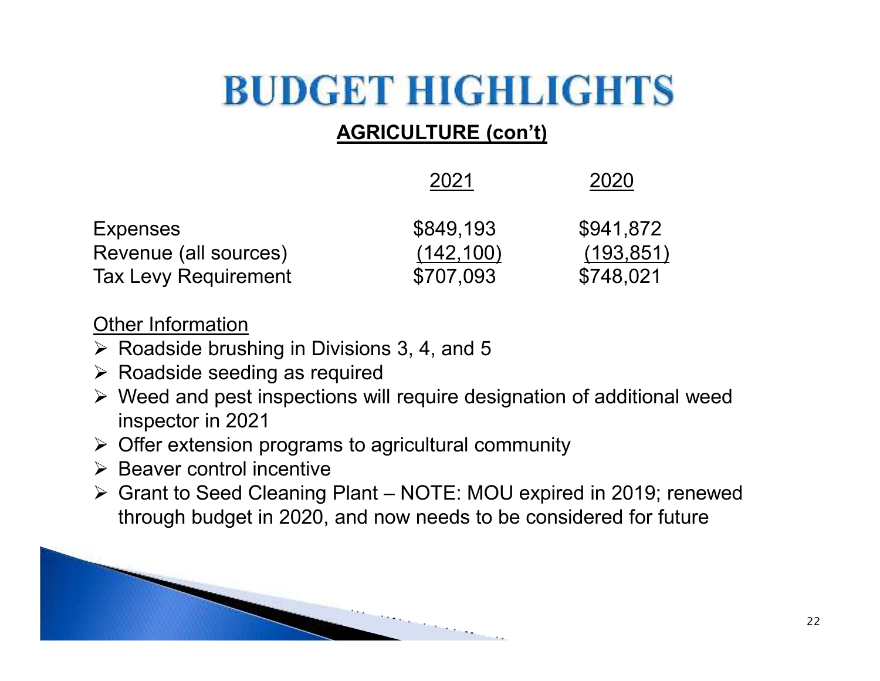# BUDGET HIGHLIGHTS

## AGRICULTURE (con't)

| | 2021 | 2020 |
|---|---|---|
| Expenses | $849,193 | $941,872 |
| Revenue (all sources) | (142,100) | (193,851) |
| Tax Levy Requirement | $707,093 | $748,021 |

Other Information

- Roadside brushing in Divisions 3, 4, and 5
- Roadside seeding as required
- Weed and pest inspections will require designation of additional weed inspector in 2021
- Offer extension programs to agricultural community
- Beaver control incentive
- Grant to Seed Cleaning Plant – NOTE: MOU expired in 2019; renewed through budget in 2020, and now needs to be considered for future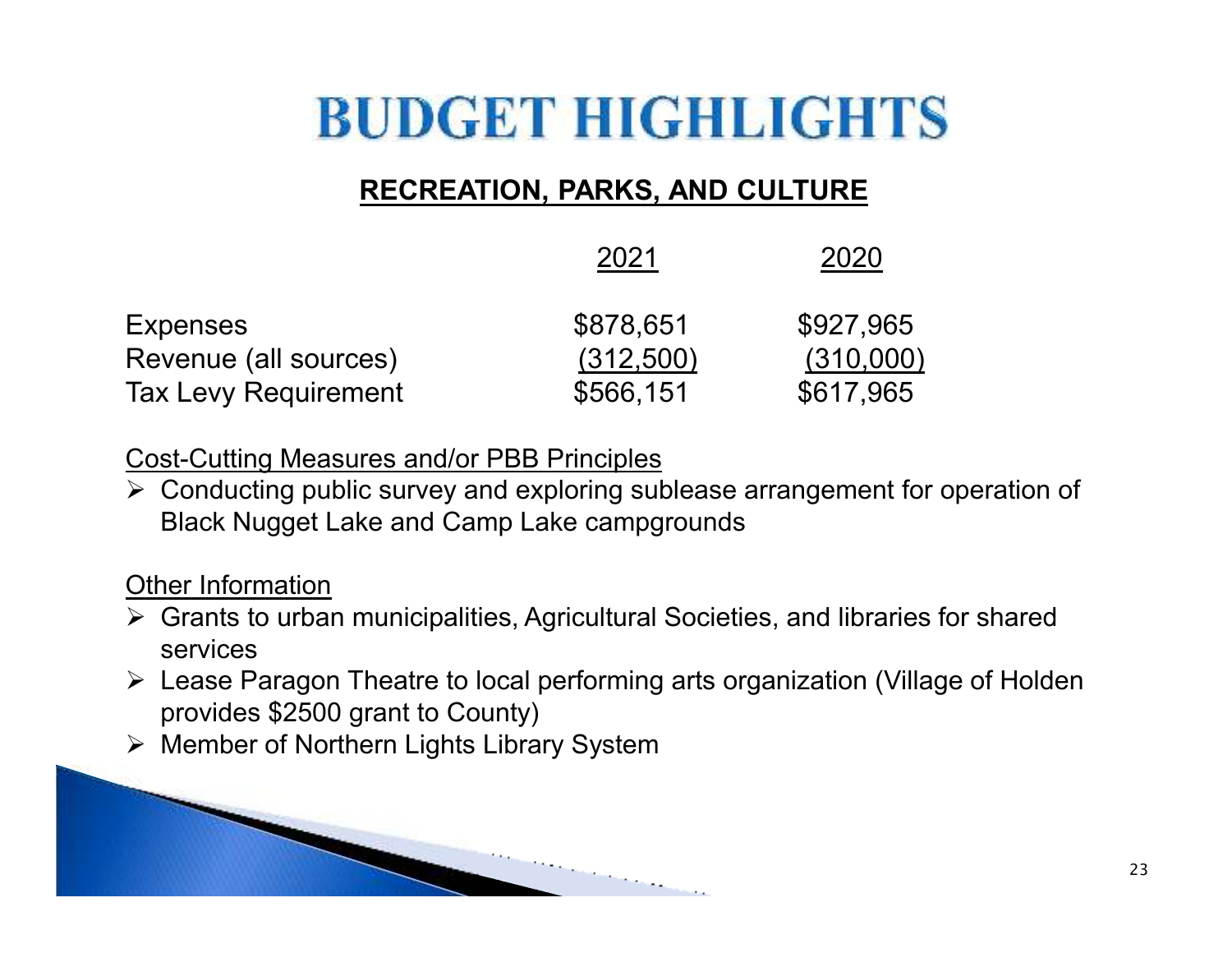# BUDGET HIGHLIGHTS

## RECREATION, PARKS, AND CULTURE

| | 2021 | 2020 |
|---|---|---|
| Expenses | $878,651 | $927,965 |
| Revenue (all sources) | (312,500) | (310,000) |
| Tax Levy Requirement | $566,151 | $617,965 |

Cost-Cutting Measures and/or PBB Principles

- Conducting public survey and exploring sublease arrangement for operation of Black Nugget Lake and Camp Lake campgrounds

Other Information

- Grants to urban municipalities, Agricultural Societies, and libraries for shared services
- Lease Paragon Theatre to local performing arts organization (Village of Holden provides $2500 grant to County)
- Member of Northern Lights Library System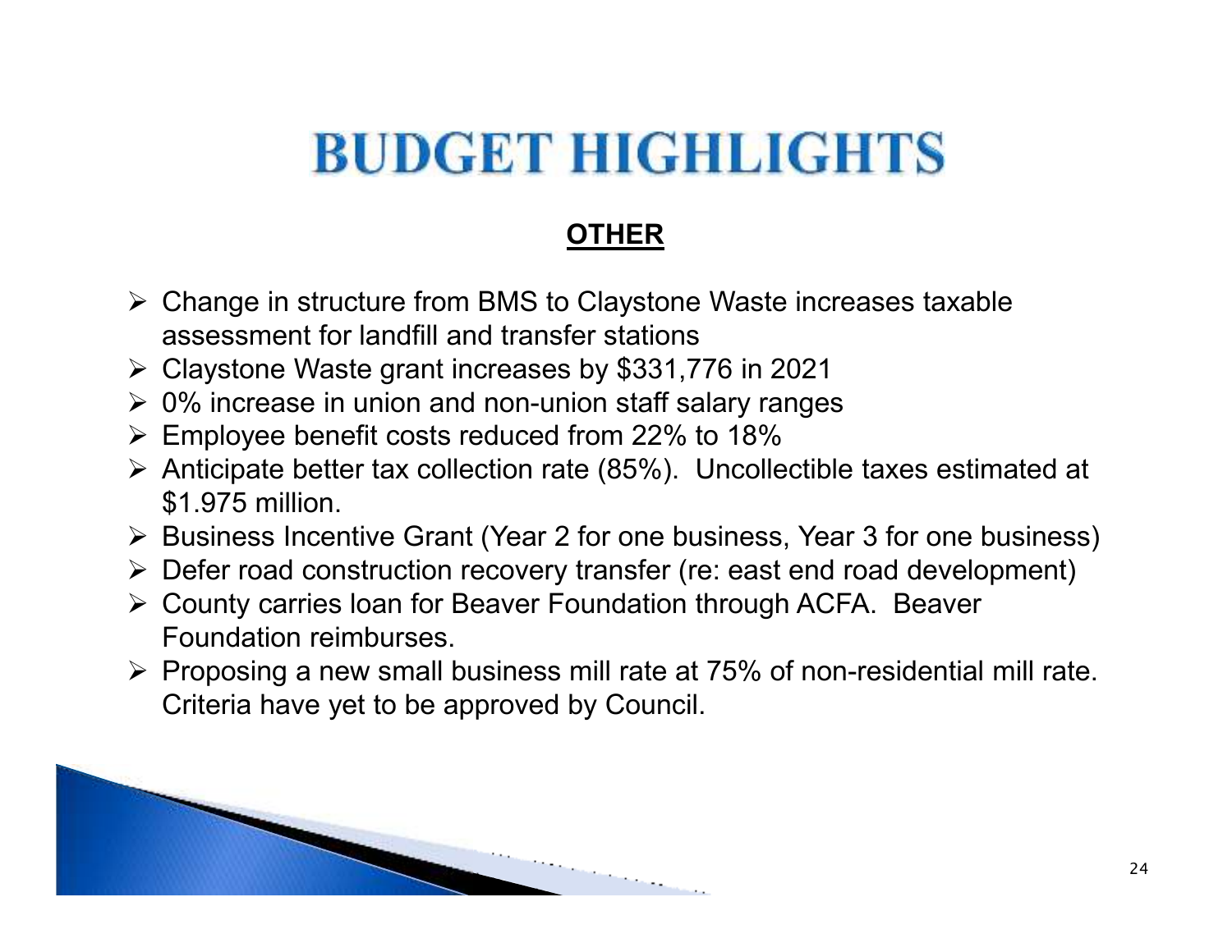# BUDGET HIGHLIGHTS

## OTHER

- Change in structure from BMS to Claystone Waste increases taxable assessment for landfill and transfer stations
- Claystone Waste grant increases by $331,776 in 2021
- 0% increase in union and non-union staff salary ranges
- Employee benefit costs reduced from 22% to 18%
- Anticipate better tax collection rate (85%). Uncollectible taxes estimated at $1.975 million.
- Business Incentive Grant (Year 2 for one business, Year 3 for one business)
- Defer road construction recovery transfer (re: east end road development)
- County carries loan for Beaver Foundation through ACFA. Beaver Foundation reimburses.
- Proposing a new small business mill rate at 75% of non-residential mill rate. Criteria have yet to be approved by Council.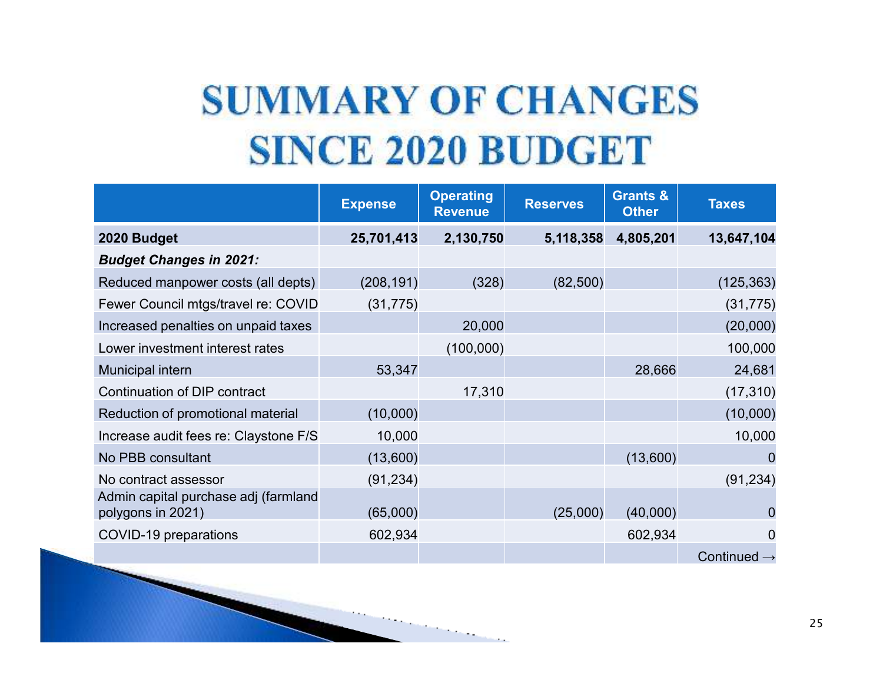# SUMMARY OF CHANGES SINCE 2020 BUDGET

| | Expense | Operating Revenue | Reserves | Grants & Other | Taxes |
|---|---|---|---|---|---|
| **2020 Budget** | **25,701,413** | **2,130,750** | **5,118,358** | **4,805,201** | **13,647,104** |
| ***Budget Changes in 2021:*** | | | | | |
| Reduced manpower costs (all depts) | (208,191) | (328) | (82,500) | | (125,363) |
| Fewer Council mtgs/travel re: COVID | (31,775) | | | | (31,775) |
| Increased penalties on unpaid taxes | | 20,000 | | | (20,000) |
| Lower investment interest rates | | (100,000) | | | 100,000 |
| Municipal intern | 53,347 | | | 28,666 | 24,681 |
| Continuation of DIP contract | | 17,310 | | | (17,310) |
| Reduction of promotional material | (10,000) | | | | (10,000) |
| Increase audit fees re: Claystone F/S | 10,000 | | | | 10,000 |
| No PBB consultant | (13,600) | | | (13,600) | 0 |
| No contract assessor | (91,234) | | | | (91,234) |
| Admin capital purchase adj (farmland polygons in 2021) | (65,000) | | (25,000) | (40,000) | 0 |
| COVID-19 preparations | 602,934 | | | 602,934 | 0 |
| | | | | | Continued → |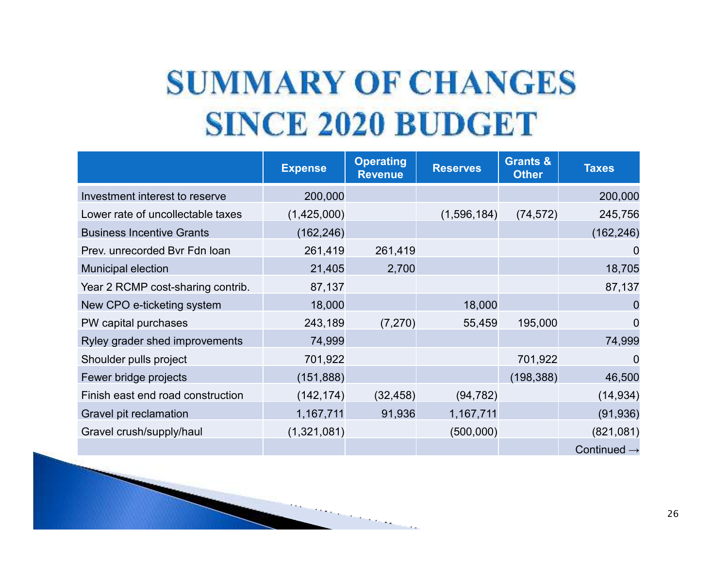# SUMMARY OF CHANGES SINCE 2020 BUDGET

| | Expense | Operating Revenue | Reserves | Grants & Other | Taxes |
|---|---|---|---|---|---|
| Investment interest to reserve | 200,000 | | | | 200,000 |
| Lower rate of uncollectable taxes | (1,425,000) | | (1,596,184) | (74,572) | 245,756 |
| Business Incentive Grants | (162,246) | | | | (162,246) |
| Prev. unrecorded Bvr Fdn loan | 261,419 | 261,419 | | | 0 |
| Municipal election | 21,405 | 2,700 | | | 18,705 |
| Year 2 RCMP cost-sharing contrib. | 87,137 | | | | 87,137 |
| New CPO e-ticketing system | 18,000 | | 18,000 | | 0 |
| PW capital purchases | 243,189 | (7,270) | 55,459 | 195,000 | 0 |
| Ryley grader shed improvements | 74,999 | | | | 74,999 |
| Shoulder pulls project | 701,922 | | | 701,922 | 0 |
| Fewer bridge projects | (151,888) | | | (198,388) | 46,500 |
| Finish east end road construction | (142,174) | (32,458) | (94,782) | | (14,934) |
| Gravel pit reclamation | 1,167,711 | 91,936 | 1,167,711 | | (91,936) |
| Gravel crush/supply/haul | (1,321,081) | | (500,000) | | (821,081) |
| | | | | | Continued → |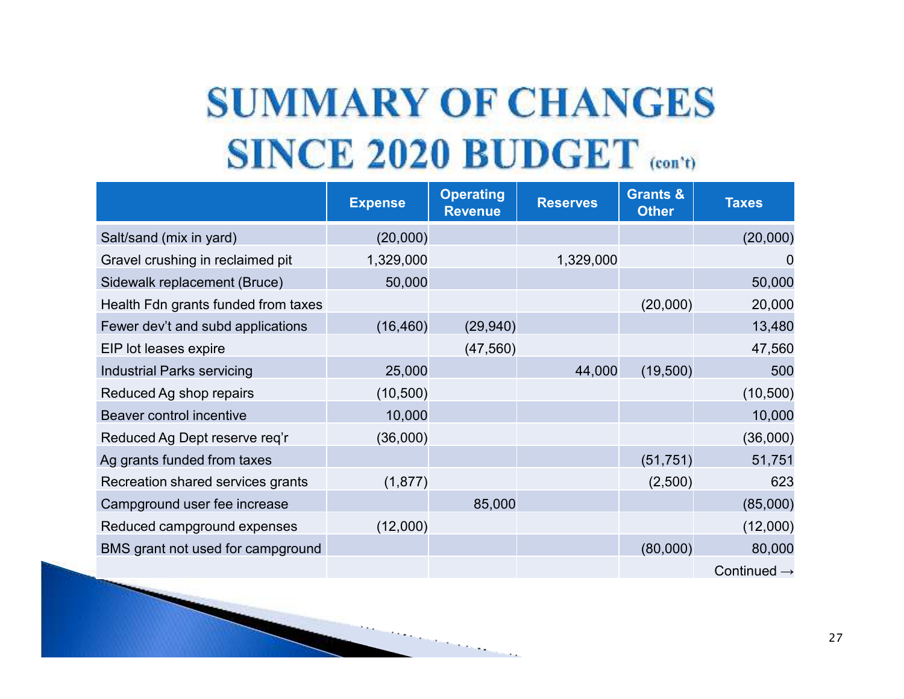# SUMMARY OF CHANGES SINCE 2020 BUDGET (con't)

| | Expense | Operating Revenue | Reserves | Grants & Other | Taxes |
|---|---|---|---|---|---|
| Salt/sand (mix in yard) | (20,000) | | | | (20,000) |
| Gravel crushing in reclaimed pit | 1,329,000 | | 1,329,000 | | 0 |
| Sidewalk replacement (Bruce) | 50,000 | | | | 50,000 |
| Health Fdn grants funded from taxes | | | | (20,000) | 20,000 |
| Fewer dev't and subd applications | (16,460) | (29,940) | | | 13,480 |
| EIP lot leases expire | | (47,560) | | | 47,560 |
| Industrial Parks servicing | 25,000 | | 44,000 | (19,500) | 500 |
| Reduced Ag shop repairs | (10,500) | | | | (10,500) |
| Beaver control incentive | 10,000 | | | | 10,000 |
| Reduced Ag Dept reserve req'r | (36,000) | | | | (36,000) |
| Ag grants funded from taxes | | | | (51,751) | 51,751 |
| Recreation shared services grants | (1,877) | | | (2,500) | 623 |
| Campground user fee increase | | 85,000 | | | (85,000) |
| Reduced campground expenses | (12,000) | | | | (12,000) |
| BMS grant not used for campground | | | | (80,000) | 80,000 |
| | | | | | Continued → |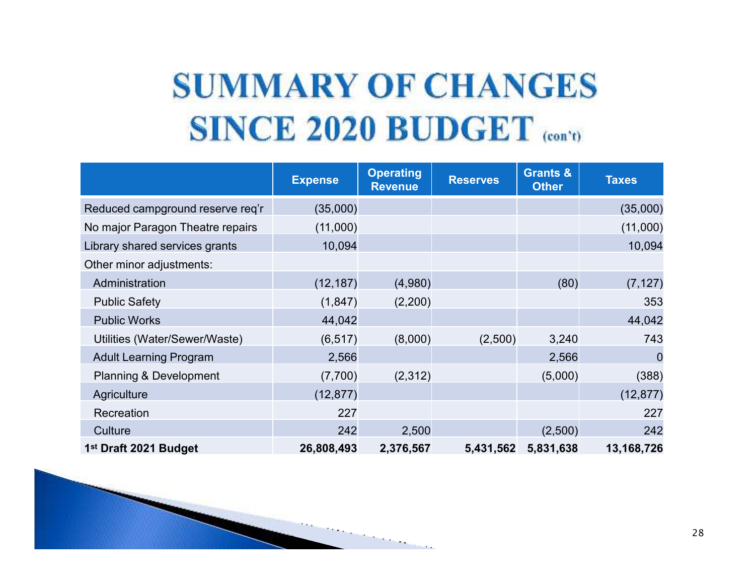# SUMMARY OF CHANGES SINCE 2020 BUDGET (con't)

| | Expense | Operating Revenue | Reserves | Grants & Other | Taxes |
|---|---|---|---|---|---|
| Reduced campground reserve req'r | (35,000) | | | | (35,000) |
| No major Paragon Theatre repairs | (11,000) | | | | (11,000) |
| Library shared services grants | 10,094 | | | | 10,094 |
| Other minor adjustments: | | | | | |
| Administration | (12,187) | (4,980) | | (80) | (7,127) |
| Public Safety | (1,847) | (2,200) | | | 353 |
| Public Works | 44,042 | | | | 44,042 |
| Utilities (Water/Sewer/Waste) | (6,517) | (8,000) | (2,500) | 3,240 | 743 |
| Adult Learning Program | 2,566 | | | 2,566 | 0 |
| Planning & Development | (7,700) | (2,312) | | (5,000) | (388) |
| Agriculture | (12,877) | | | | (12,877) |
| Recreation | 227 | | | | 227 |
| Culture | 242 | 2,500 | | (2,500) | 242 |
| **1st Draft 2021 Budget** | **26,808,493** | **2,376,567** | **5,431,562** | **5,831,638** | **13,168,726** |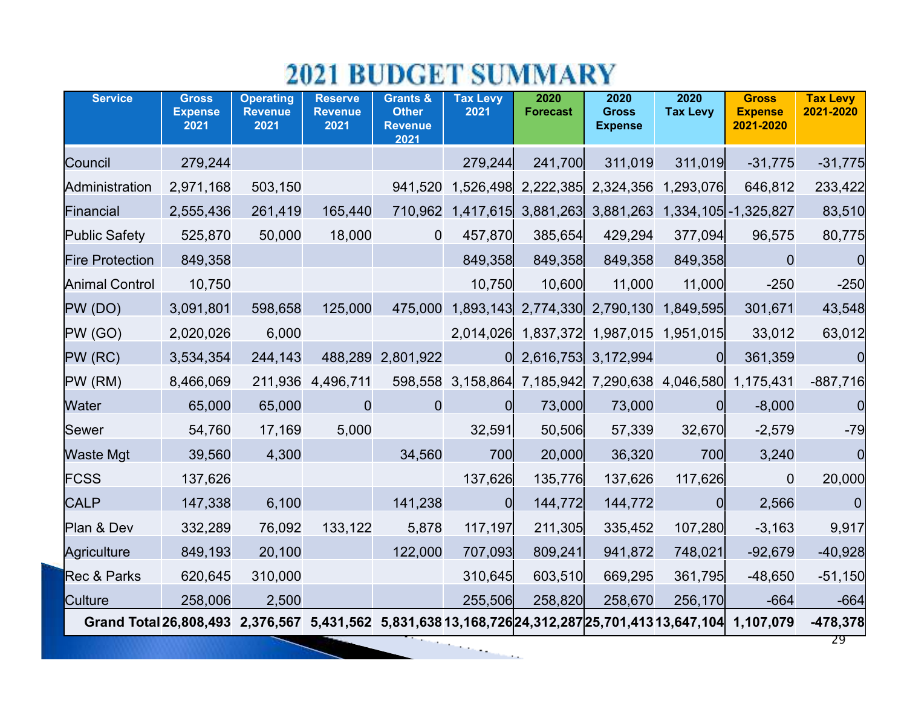# 2021 BUDGET SUMMARY

| Service | Gross Expense 2021 | Operating Revenue 2021 | Reserve Revenue 2021 | Grants & Other Revenue 2021 | Tax Levy 2021 | 2020 Forecast | 2020 Gross Expense | 2020 Tax Levy | Gross Expense 2021-2020 | Tax Levy 2021-2020 |
|---|---|---|---|---|---|---|---|---|---|---|
| Council | 279,244 | | | | 279,244 | 241,700 | 311,019 | 311,019 | -31,775 | -31,775 |
| Administration | 2,971,168 | 503,150 | | 941,520 | 1,526,498 | 2,222,385 | 2,324,356 | 1,293,076 | 646,812 | 233,422 |
| Financial | 2,555,436 | 261,419 | 165,440 | 710,962 | 1,417,615 | 3,881,263 | 3,881,263 | 1,334,105 | -1,325,827 | 83,510 |
| Public Safety | 525,870 | 50,000 | 18,000 | 0 | 457,870 | 385,654 | 429,294 | 377,094 | 96,575 | 80,775 |
| Fire Protection | 849,358 | | | | 849,358 | 849,358 | 849,358 | 849,358 | 0 | 0 |
| Animal Control | 10,750 | | | | 10,750 | 10,600 | 11,000 | 11,000 | -250 | -250 |
| PW (DO) | 3,091,801 | 598,658 | 125,000 | 475,000 | 1,893,143 | 2,774,330 | 2,790,130 | 1,849,595 | 301,671 | 43,548 |
| PW (GO) | 2,020,026 | 6,000 | | | 2,014,026 | 1,837,372 | 1,987,015 | 1,951,015 | 33,012 | 63,012 |
| PW (RC) | 3,534,354 | 244,143 | 488,289 | 2,801,922 | 0 | 2,616,753 | 3,172,994 | 0 | 361,359 | 0 |
| PW (RM) | 8,466,069 | 211,936 | 4,496,711 | 598,558 | 3,158,864 | 7,185,942 | 7,290,638 | 4,046,580 | 1,175,431 | -887,716 |
| Water | 65,000 | 65,000 | 0 | 0 | 0 | 73,000 | 73,000 | 0 | -8,000 | 0 |
| Sewer | 54,760 | 17,169 | 5,000 | | 32,591 | 50,506 | 57,339 | 32,670 | -2,579 | -79 |
| Waste Mgt | 39,560 | 4,300 | | 34,560 | 700 | 20,000 | 36,320 | 700 | 3,240 | 0 |
| FCSS | 137,626 | | | | 137,626 | 135,776 | 137,626 | 117,626 | 0 | 20,000 |
| CALP | 147,338 | 6,100 | | 141,238 | 0 | 144,772 | 144,772 | 0 | 2,566 | 0 |
| Plan & Dev | 332,289 | 76,092 | 133,122 | 5,878 | 117,197 | 211,305 | 335,452 | 107,280 | -3,163 | 9,917 |
| Agriculture | 849,193 | 20,100 | | 122,000 | 707,093 | 809,241 | 941,872 | 748,021 | -92,679 | -40,928 |
| Rec & Parks | 620,645 | 310,000 | | | 310,645 | 603,510 | 669,295 | 361,795 | -48,650 | -51,150 |
| Culture | 258,006 | 2,500 | | | 255,506 | 258,820 | 258,670 | 256,170 | -664 | -664 |
| **Grand Total** | **26,808,493** | **2,376,567** | **5,431,562** | **5,831,638** | **13,168,726** | **24,312,287** | **25,701,413** | **13,647,104** | **1,107,079** | **-478,378** |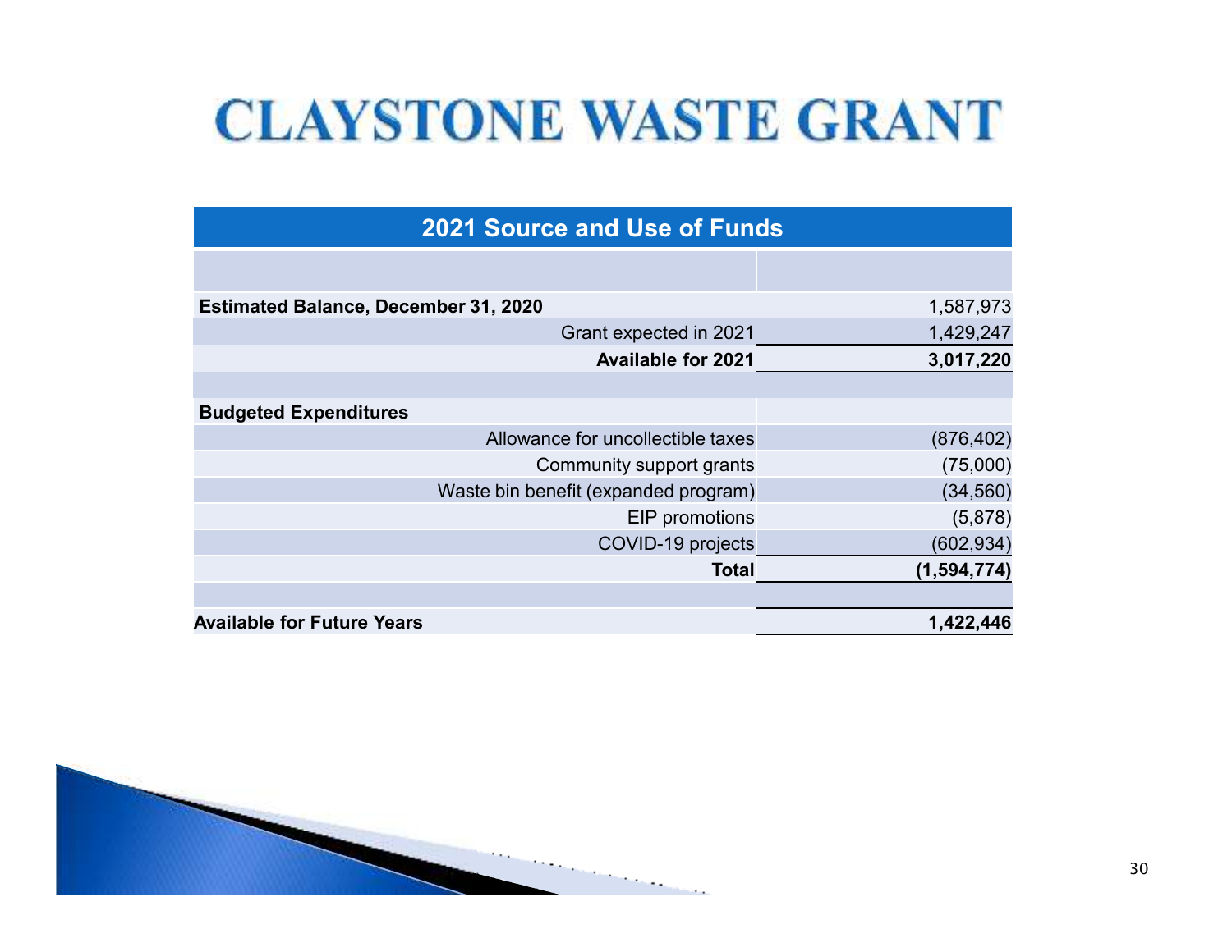# CLAYSTONE WASTE GRANT

| 2021 Source and Use of Funds | |
|---|---|
| **Estimated Balance, December 31, 2020** | 1,587,973 |
| Grant expected in 2021 | 1,429,247 |
| **Available for 2021** | **3,017,220** |
| | |
| **Budgeted Expenditures** | |
| Allowance for uncollectible taxes | (876,402) |
| Community support grants | (75,000) |
| Waste bin benefit (expanded program) | (34,560) |
| EIP promotions | (5,878) |
| COVID-19 projects | (602,934) |
| **Total** | **(1,594,774)** |
| | |
| **Available for Future Years** | **1,422,446** |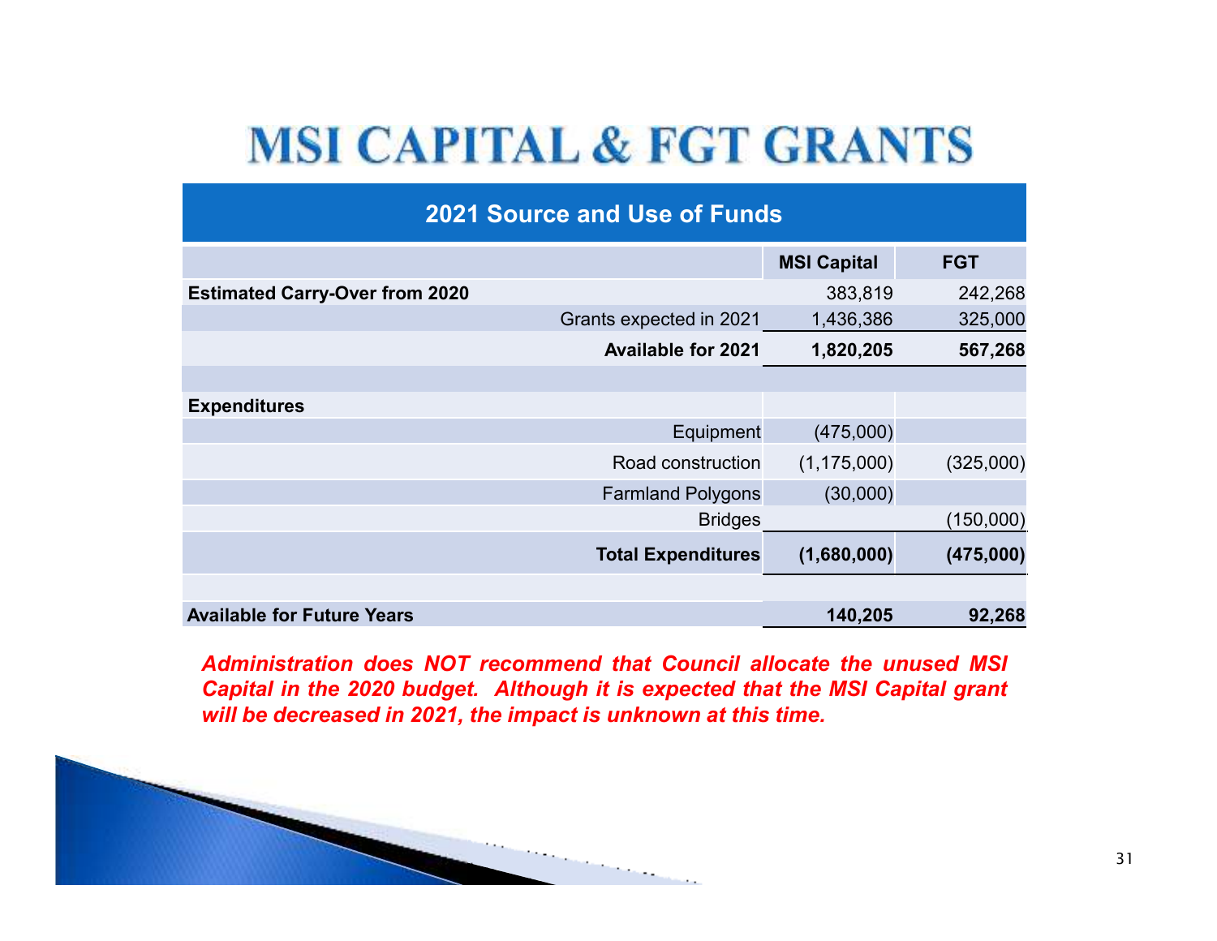# MSI CAPITAL & FGT GRANTS

| 2021 Source and Use of Funds | | |
|---|---|---|
| | **MSI Capital** | **FGT** |
| **Estimated Carry-Over from 2020** | 383,819 | 242,268 |
| Grants expected in 2021 | 1,436,386 | 325,000 |
| **Available for 2021** | **1,820,205** | **567,268** |
| | | |
| **Expenditures** | | |
| Equipment | (475,000) | |
| Road construction | (1,175,000) | (325,000) |
| Farmland Polygons | (30,000) | |
| Bridges | | (150,000) |
| **Total Expenditures** | **(1,680,000)** | **(475,000)** |
| | | |
| **Available for Future Years** | **140,205** | **92,268** |

***Administration does NOT recommend that Council allocate the unused MSI Capital in the 2020 budget. Although it is expected that the MSI Capital grant will be decreased in 2021, the impact is unknown at this time.***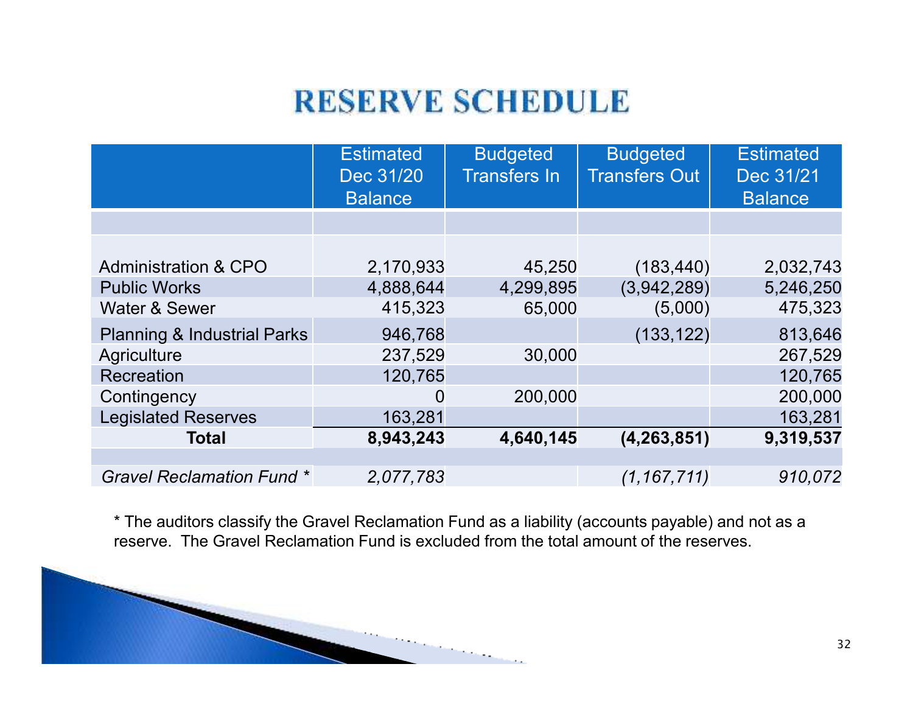# RESERVE SCHEDULE

| | Estimated Dec 31/20 Balance | Budgeted Transfers In | Budgeted Transfers Out | Estimated Dec 31/21 Balance |
|---|---|---|---|---|
| Administration & CPO | 2,170,933 | 45,250 | (183,440) | 2,032,743 |
| Public Works | 4,888,644 | 4,299,895 | (3,942,289) | 5,246,250 |
| Water & Sewer | 415,323 | 65,000 | (5,000) | 475,323 |
| Planning & Industrial Parks | 946,768 | | (133,122) | 813,646 |
| Agriculture | 237,529 | 30,000 | | 267,529 |
| Recreation | 120,765 | | | 120,765 |
| Contingency | 0 | 200,000 | | 200,000 |
| Legislated Reserves | 163,281 | | | 163,281 |
| **Total** | **8,943,243** | **4,640,145** | **(4,263,851)** | **9,319,537** |
| *Gravel Reclamation Fund ** | *2,077,783* | | *(1,167,711)* | *910,072* |

* The auditors classify the Gravel Reclamation Fund as a liability (accounts payable) and not as a reserve. The Gravel Reclamation Fund is excluded from the total amount of the reserves.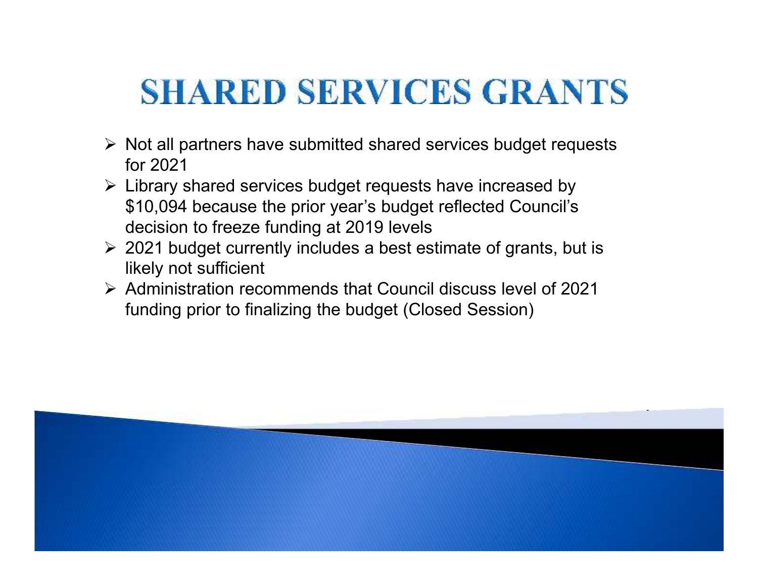# SHARED SERVICES GRANTS

- Not all partners have submitted shared services budget requests for 2021
- Library shared services budget requests have increased by $10,094 because the prior year's budget reflected Council's decision to freeze funding at 2019 levels
- 2021 budget currently includes a best estimate of grants, but is likely not sufficient
- Administration recommends that Council discuss level of 2021 funding prior to finalizing the budget (Closed Session)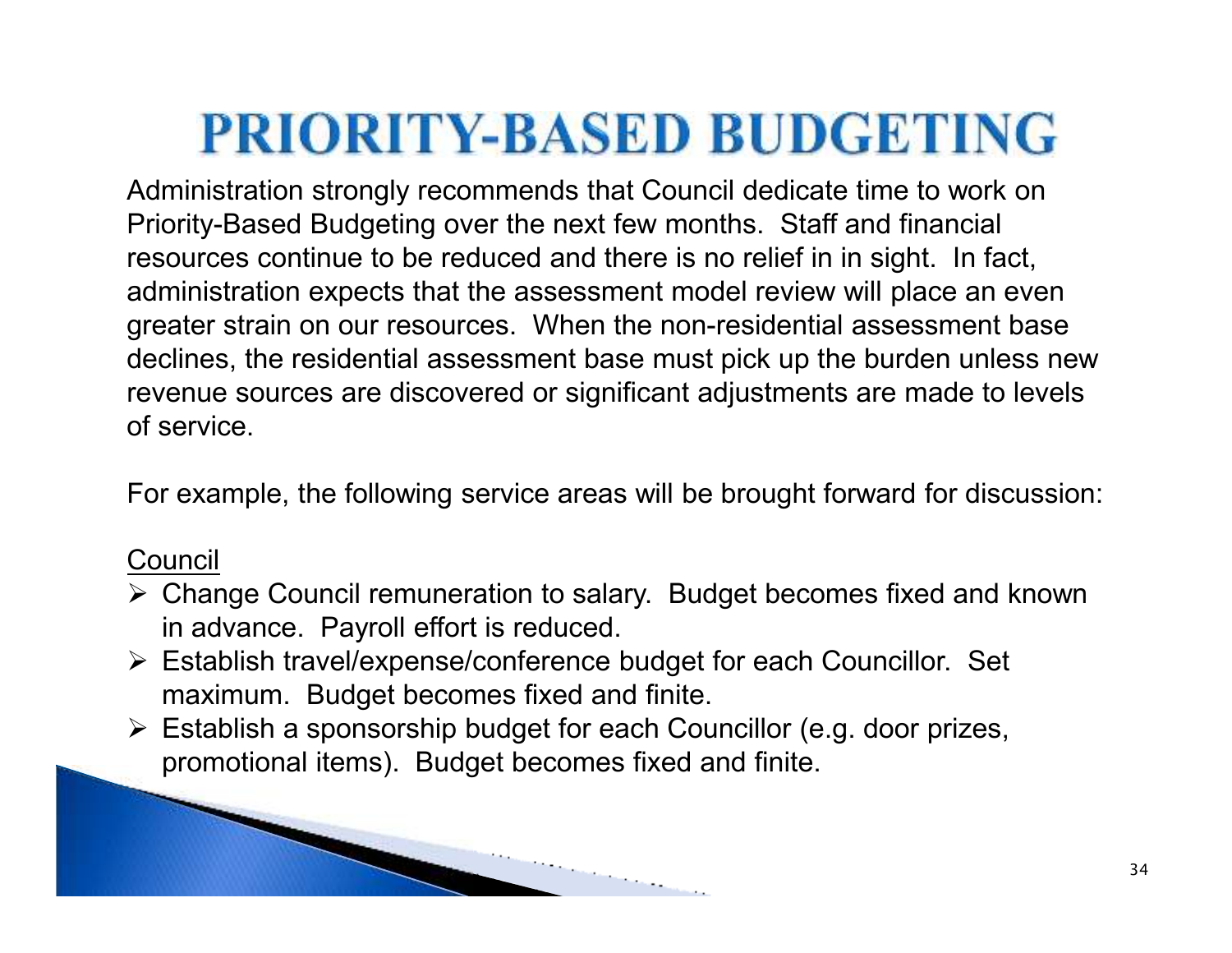# PRIORITY-BASED BUDGETING

Administration strongly recommends that Council dedicate time to work on Priority-Based Budgeting over the next few months. Staff and financial resources continue to be reduced and there is no relief in in sight. In fact, administration expects that the assessment model review will place an even greater strain on our resources. When the non-residential assessment base declines, the residential assessment base must pick up the burden unless new revenue sources are discovered or significant adjustments are made to levels of service.

For example, the following service areas will be brought forward for discussion:

<u>Council</u>

- Change Council remuneration to salary. Budget becomes fixed and known in advance. Payroll effort is reduced.
- Establish travel/expense/conference budget for each Councillor. Set maximum. Budget becomes fixed and finite.
- Establish a sponsorship budget for each Councillor (e.g. door prizes, promotional items). Budget becomes fixed and finite.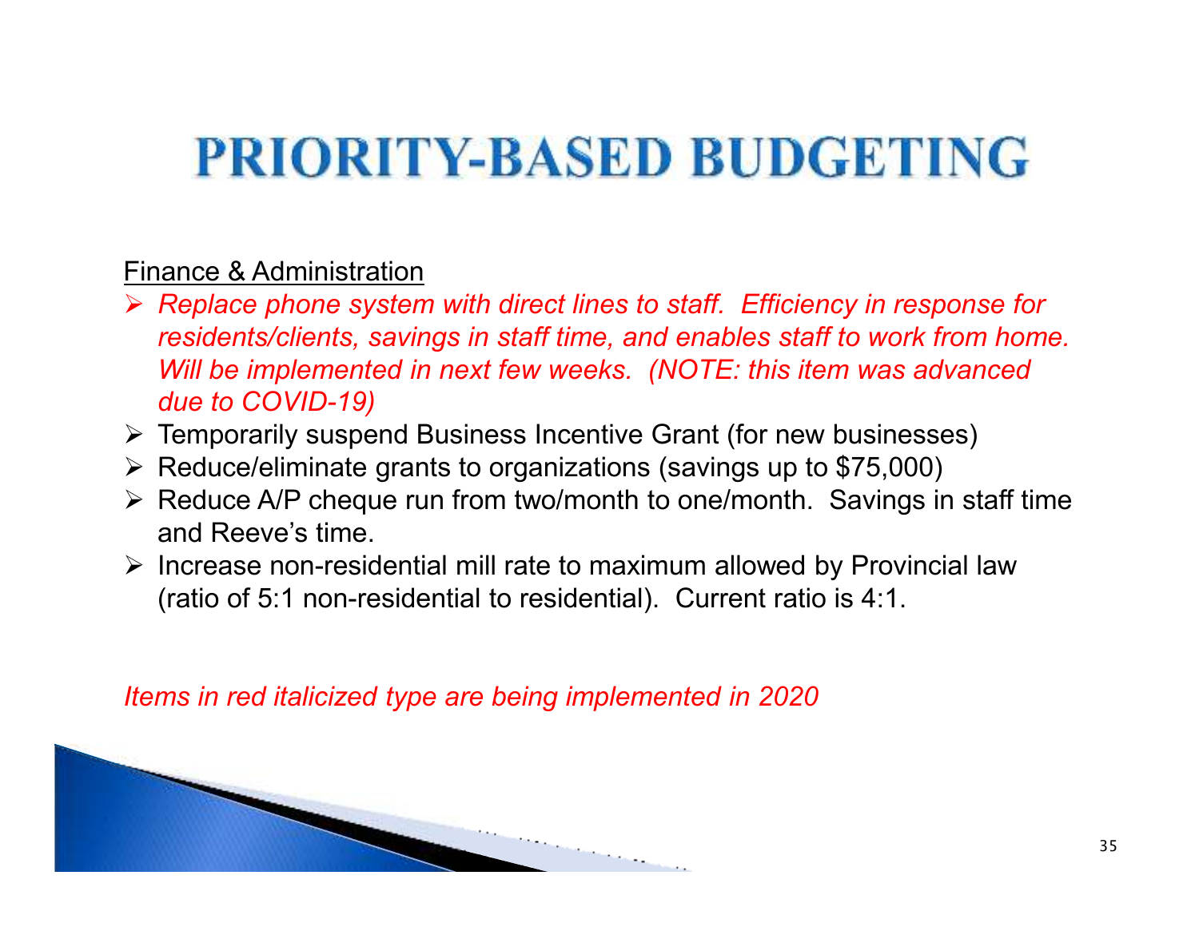# PRIORITY-BASED BUDGETING

Finance & Administration

- *Replace phone system with direct lines to staff.  Efficiency in response for residents/clients, savings in staff time, and enables staff to work from home. Will be implemented in next few weeks.  (NOTE: this item was advanced due to COVID-19)*
- Temporarily suspend Business Incentive Grant (for new businesses)
- Reduce/eliminate grants to organizations (savings up to $75,000)
- Reduce A/P cheque run from two/month to one/month.  Savings in staff time and Reeve's time.
- Increase non-residential mill rate to maximum allowed by Provincial law (ratio of 5:1 non-residential to residential).  Current ratio is 4:1.

*Items in red italicized type are being implemented in 2020*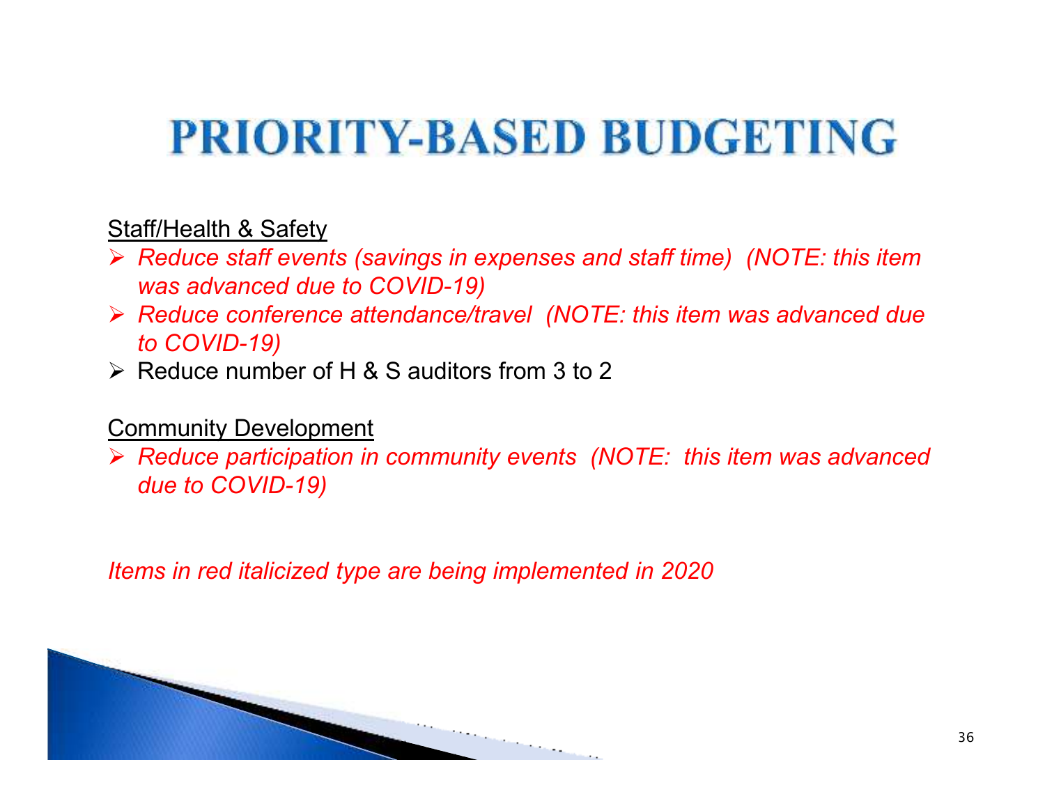# PRIORITY-BASED BUDGETING

Staff/Health & Safety

- *Reduce staff events (savings in expenses and staff time) (NOTE: this item was advanced due to COVID-19)*
- *Reduce conference attendance/travel (NOTE: this item was advanced due to COVID-19)*
- Reduce number of H & S auditors from 3 to 2

Community Development

- *Reduce participation in community events (NOTE: this item was advanced due to COVID-19)*

*Items in red italicized type are being implemented in 2020*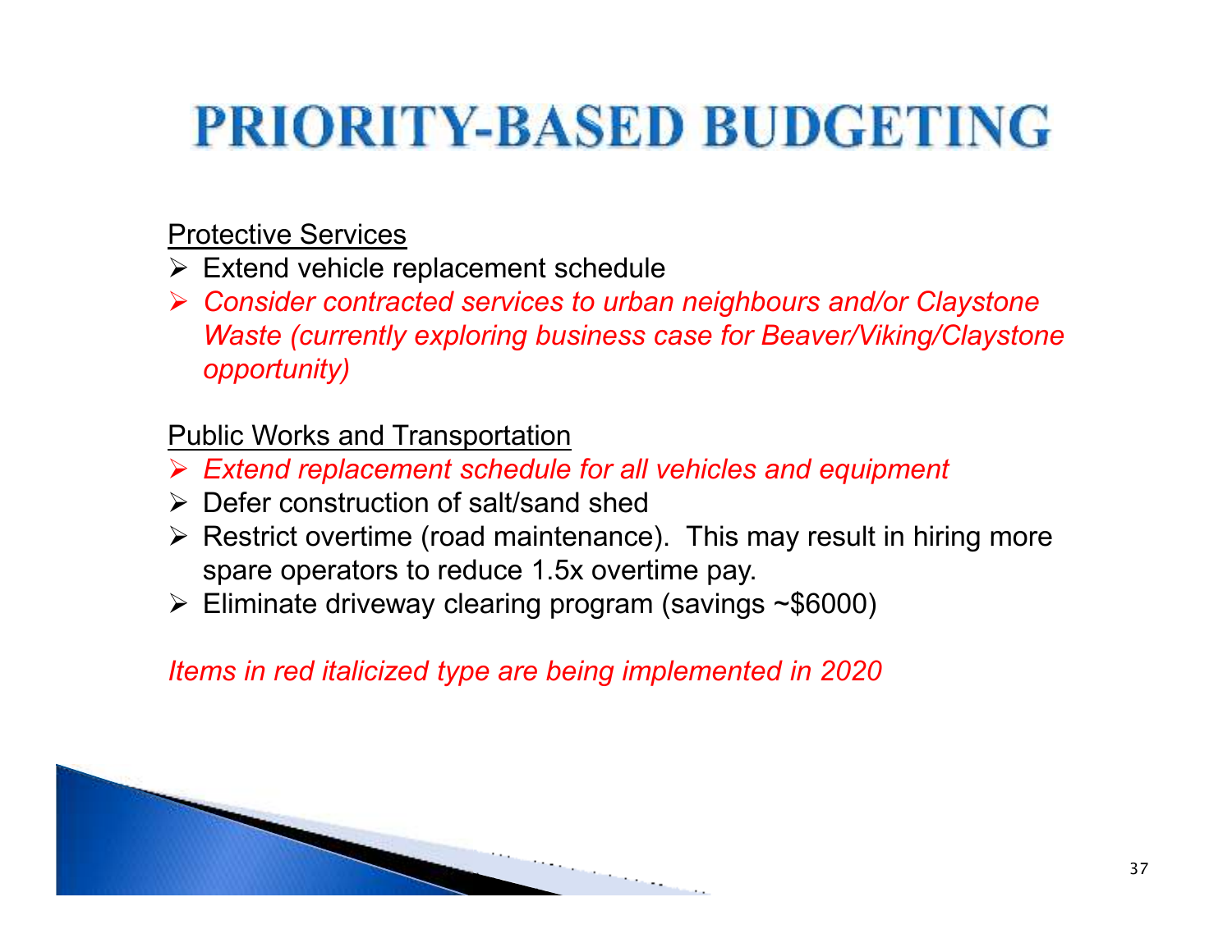# PRIORITY-BASED BUDGETING

Protective Services

- Extend vehicle replacement schedule
- *Consider contracted services to urban neighbours and/or Claystone Waste (currently exploring business case for Beaver/Viking/Claystone opportunity)*

Public Works and Transportation

- *Extend replacement schedule for all vehicles and equipment*
- Defer construction of salt/sand shed
- Restrict overtime (road maintenance). This may result in hiring more spare operators to reduce 1.5x overtime pay.
- Eliminate driveway clearing program (savings ~$6000)

*Items in red italicized type are being implemented in 2020*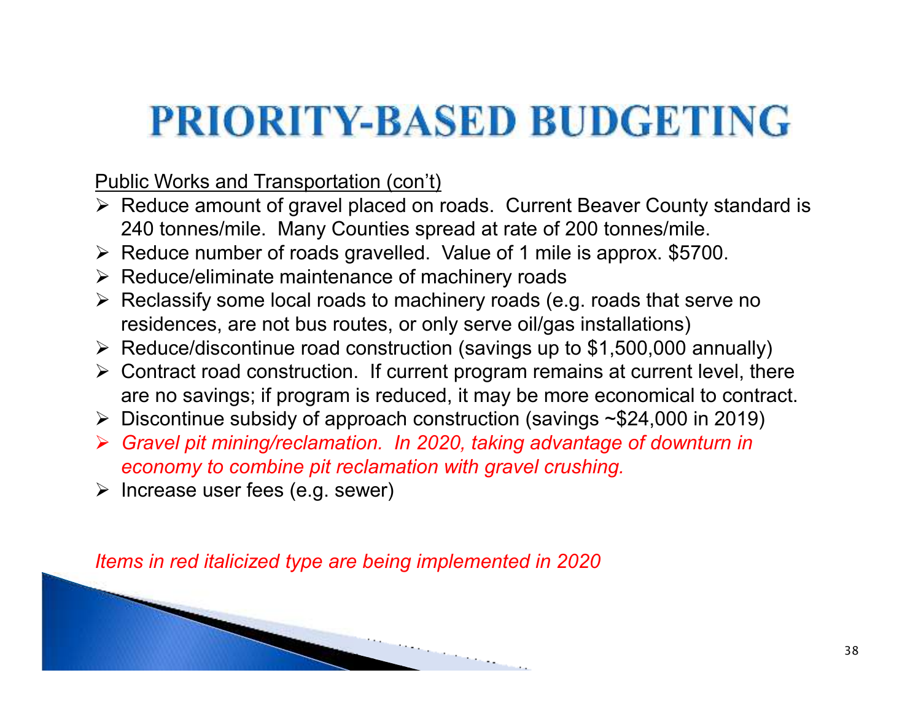# PRIORITY-BASED BUDGETING

Public Works and Transportation (con't)

- Reduce amount of gravel placed on roads. Current Beaver County standard is 240 tonnes/mile. Many Counties spread at rate of 200 tonnes/mile.
- Reduce number of roads gravelled. Value of 1 mile is approx. $5700.
- Reduce/eliminate maintenance of machinery roads
- Reclassify some local roads to machinery roads (e.g. roads that serve no residences, are not bus routes, or only serve oil/gas installations)
- Reduce/discontinue road construction (savings up to $1,500,000 annually)
- Contract road construction. If current program remains at current level, there are no savings; if program is reduced, it may be more economical to contract.
- Discontinue subsidy of approach construction (savings ~$24,000 in 2019)
- *Gravel pit mining/reclamation. In 2020, taking advantage of downturn in economy to combine pit reclamation with gravel crushing.*
- Increase user fees (e.g. sewer)

*Items in red italicized type are being implemented in 2020*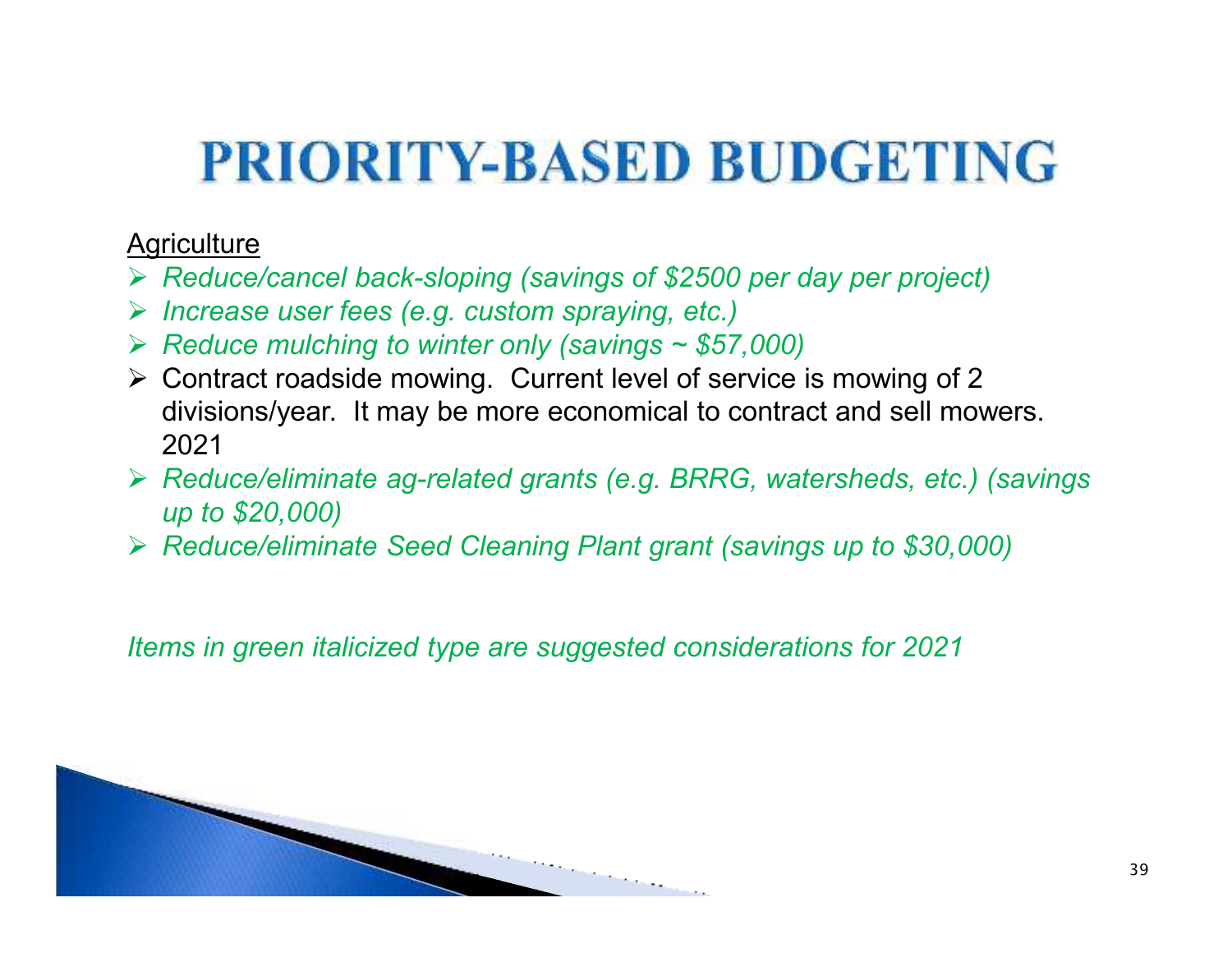# PRIORITY-BASED BUDGETING

<u>Agriculture</u>

- *Reduce/cancel back-sloping (savings of $2500 per day per project)*
- *Increase user fees (e.g. custom spraying, etc.)*
- *Reduce mulching to winter only (savings ~ $57,000)*
- Contract roadside mowing. Current level of service is mowing of 2 divisions/year. It may be more economical to contract and sell mowers. 2021
- *Reduce/eliminate ag-related grants (e.g. BRRG, watersheds, etc.) (savings up to $20,000)*
- *Reduce/eliminate Seed Cleaning Plant grant (savings up to $30,000)*

*Items in green italicized type are suggested considerations for 2021*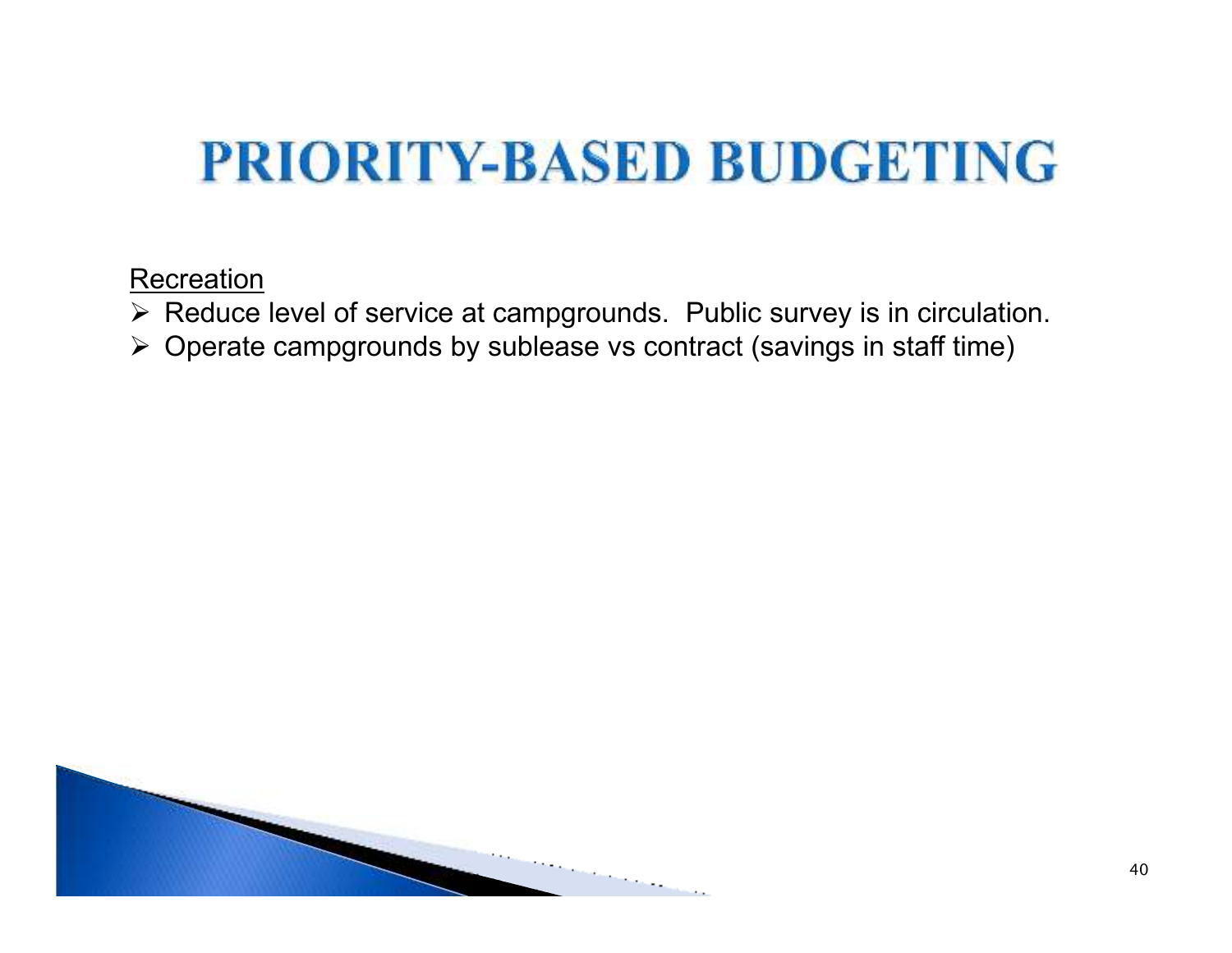# PRIORITY-BASED BUDGETING

Recreation

- Reduce level of service at campgrounds. Public survey is in circulation.
- Operate campgrounds by sublease vs contract (savings in staff time)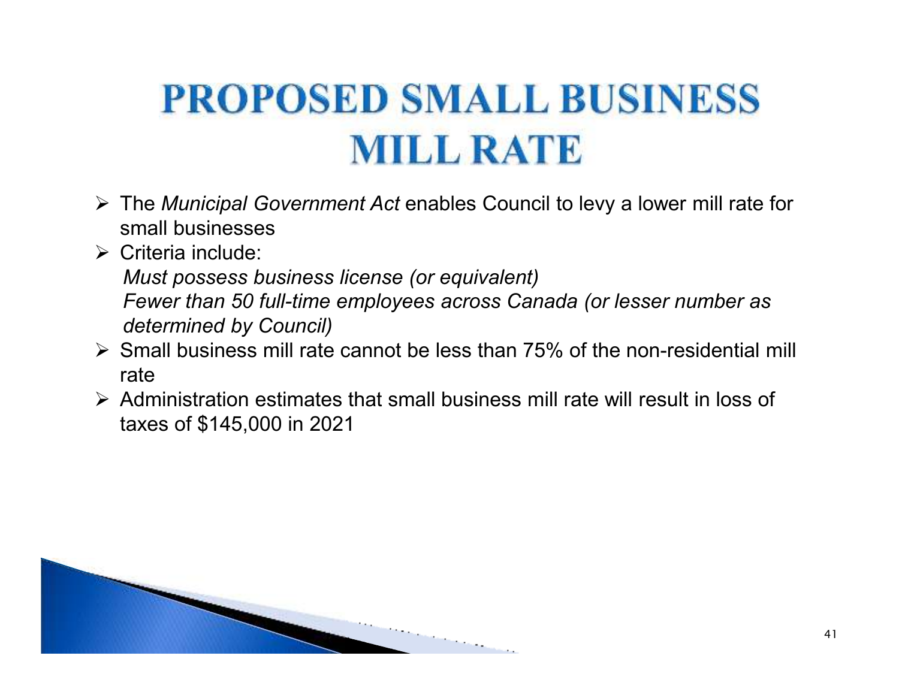# PROPOSED SMALL BUSINESS MILL RATE

- The *Municipal Government Act* enables Council to levy a lower mill rate for small businesses
- Criteria include:
  *Must possess business license (or equivalent)*
  *Fewer than 50 full-time employees across Canada (or lesser number as determined by Council)*
- Small business mill rate cannot be less than 75% of the non-residential mill rate
- Administration estimates that small business mill rate will result in loss of taxes of $145,000 in 2021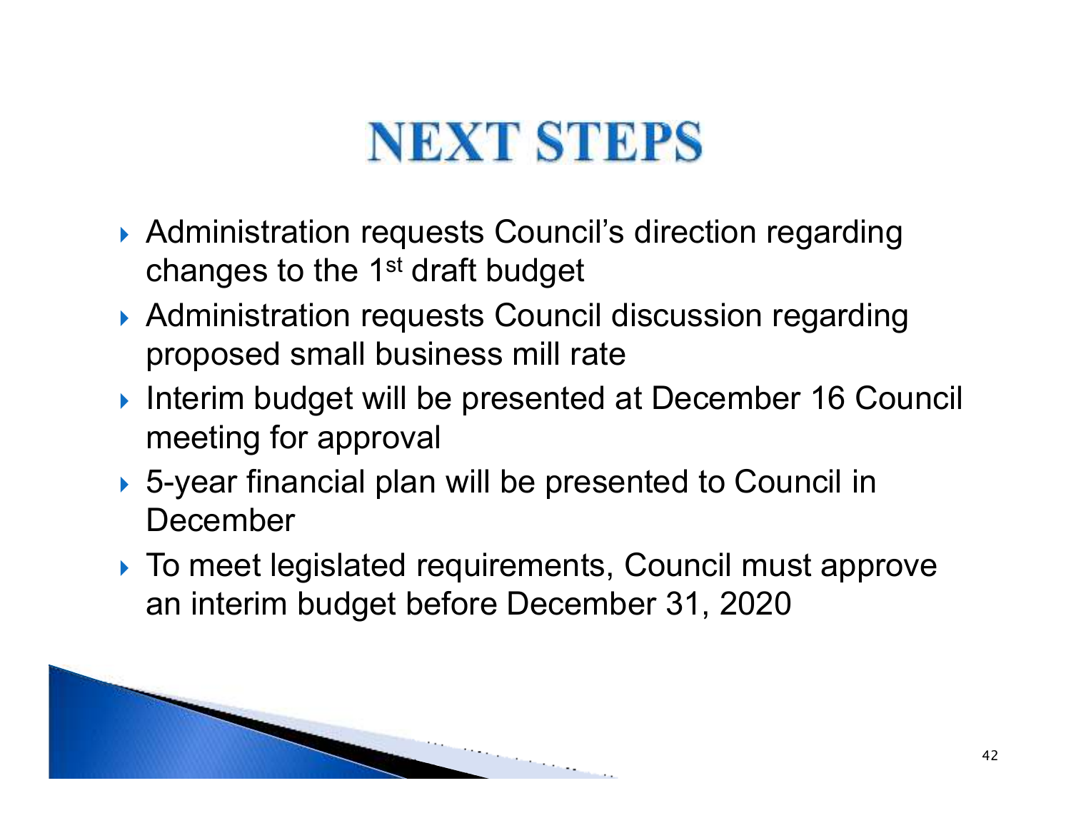# NEXT STEPS

- Administration requests Council's direction regarding changes to the 1st draft budget
- Administration requests Council discussion regarding proposed small business mill rate
- Interim budget will be presented at December 16 Council meeting for approval
- 5-year financial plan will be presented to Council in December
- To meet legislated requirements, Council must approve an interim budget before December 31, 2020